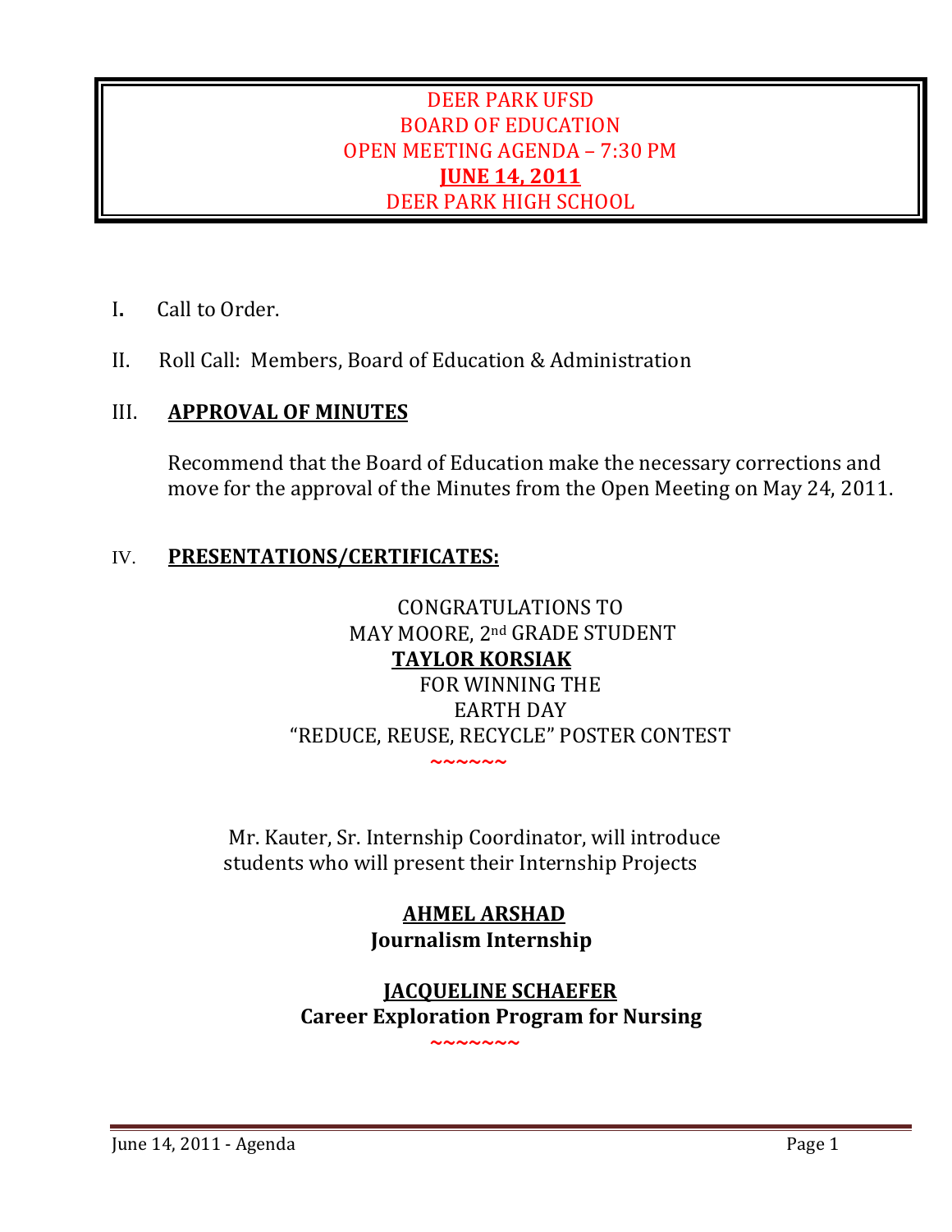# DEER PARK UFSD
## BOARD OF EDUCATION
## OPEN MEETING AGENDA – 7:30 PM
## JUNE 14, 2011
## DEER PARK HIGH SCHOOL

I. Call to Order.

II. Roll Call: Members, Board of Education & Administration

## III. APPROVAL OF MINUTES

Recommend that the Board of Education make the necessary corrections and move for the approval of the Minutes from the Open Meeting on May 24, 2011.

## IV. PRESENTATIONS/CERTIFICATES:

CONGRATULATIONS TO
MAY MOORE, 2nd GRADE STUDENT
**TAYLOR KORSIAK**
FOR WINNING THE
EARTH DAY
"REDUCE, REUSE, RECYCLE" POSTER CONTEST

~~~~~~

Mr. Kauter, Sr. Internship Coordinator, will introduce students who will present their Internship Projects

**AHMEL ARSHAD**
**Journalism Internship**

**JACQUELINE SCHAEFER**
**Career Exploration Program for Nursing**

~~~~~~~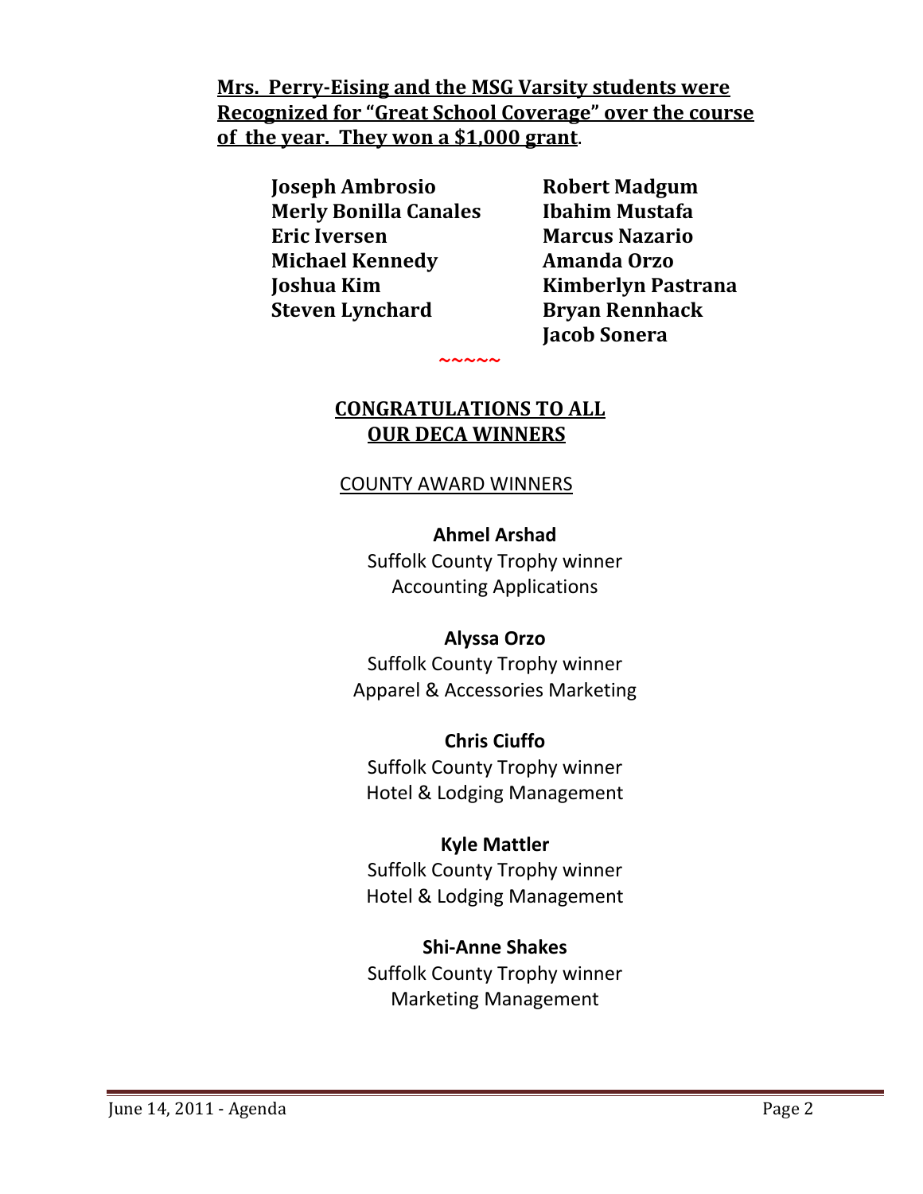**Mrs. Perry-Eising and the MSG Varsity students were Recognized for "Great School Coverage" over the course of the year. They won a $1,000 grant**.

**Joseph Ambrosio**
**Merly Bonilla Canales**
**Eric Iversen**
**Michael Kennedy**
**Joshua Kim**
**Steven Lynchard**
**Robert Madgum**
**Ibahim Mustafa**
**Marcus Nazario**
**Amanda Orzo**
**Kimberlyn Pastrana**
**Bryan Rennhack**
**Jacob Sonera**

~~~~~

## CONGRATULATIONS TO ALL OUR DECA WINNERS

COUNTY AWARD WINNERS

**Ahmel Arshad**
Suffolk County Trophy winner
Accounting Applications

**Alyssa Orzo**
Suffolk County Trophy winner
Apparel & Accessories Marketing

**Chris Ciuffo**
Suffolk County Trophy winner
Hotel & Lodging Management

**Kyle Mattler**
Suffolk County Trophy winner
Hotel & Lodging Management

**Shi-Anne Shakes**
Suffolk County Trophy winner
Marketing Management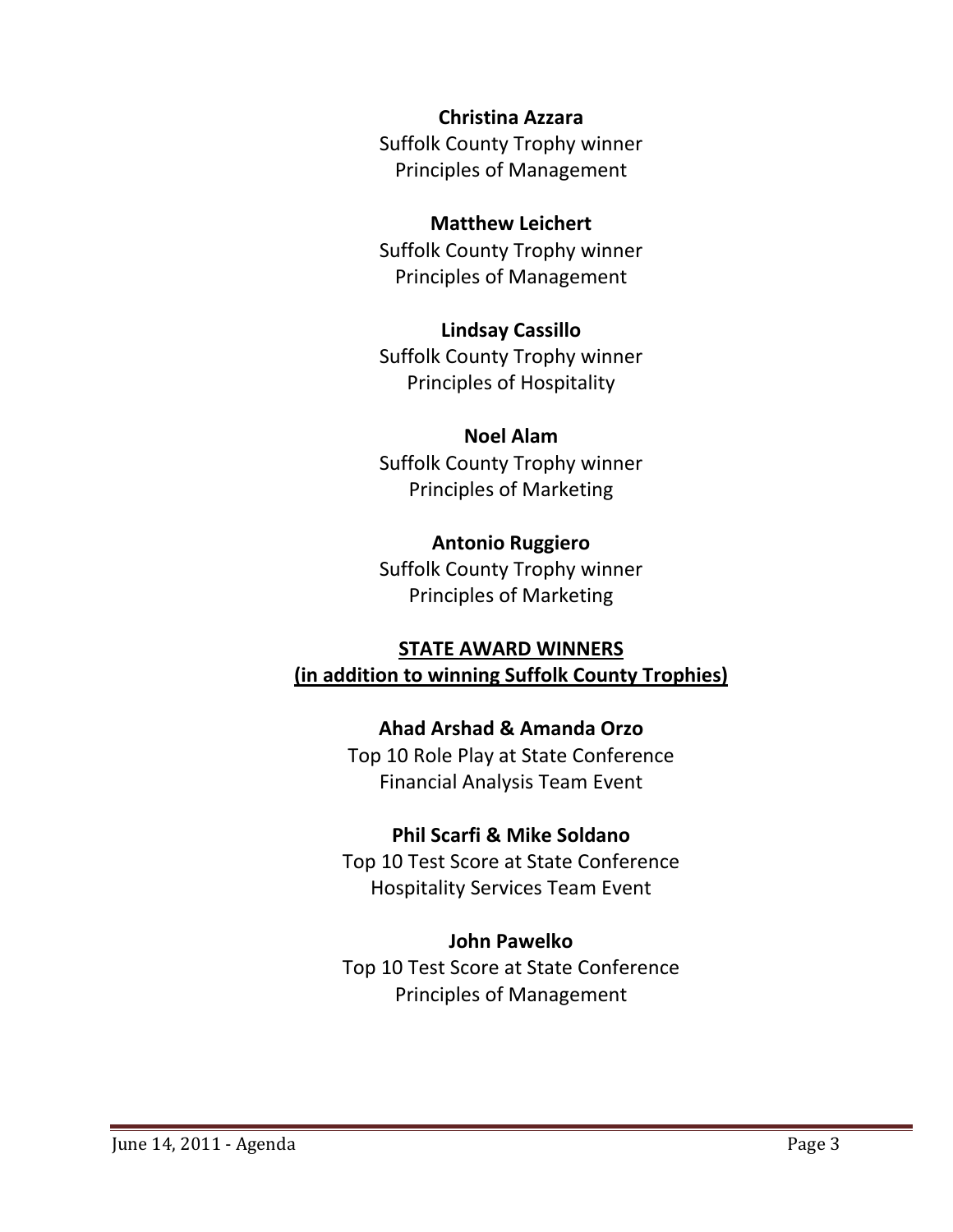**Christina Azzara**
Suffolk County Trophy winner
Principles of Management

**Matthew Leichert**
Suffolk County Trophy winner
Principles of Management

**Lindsay Cassillo**
Suffolk County Trophy winner
Principles of Hospitality

**Noel Alam**
Suffolk County Trophy winner
Principles of Marketing

**Antonio Ruggiero**
Suffolk County Trophy winner
Principles of Marketing

**STATE AWARD WINNERS**
**(in addition to winning Suffolk County Trophies)**

**Ahad Arshad & Amanda Orzo**
Top 10 Role Play at State Conference
Financial Analysis Team Event

**Phil Scarfi & Mike Soldano**
Top 10 Test Score at State Conference
Hospitality Services Team Event

**John Pawelko**
Top 10 Test Score at State Conference
Principles of Management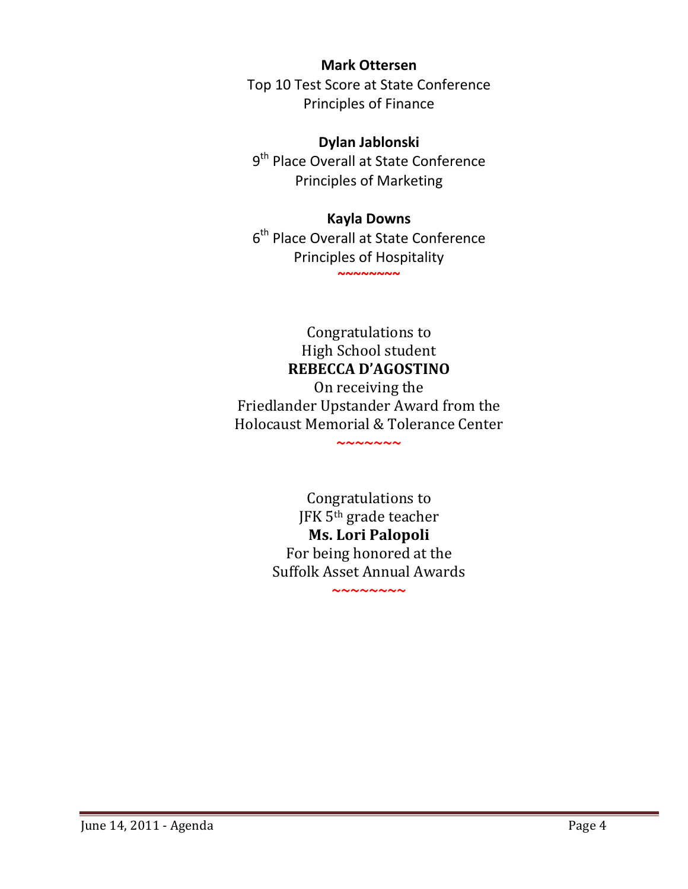**Mark Ottersen**
Top 10 Test Score at State Conference
Principles of Finance

**Dylan Jablonski**
9th Place Overall at State Conference
Principles of Marketing

**Kayla Downs**
6th Place Overall at State Conference
Principles of Hospitality

~~~~~~~~

Congratulations to
High School student
**REBECCA D'AGOSTINO**
On receiving the
Friedlander Upstander Award from the
Holocaust Memorial & Tolerance Center

~~~~~~~

Congratulations to
JFK 5th grade teacher
**Ms. Lori Palopoli**
For being honored at the
Suffolk Asset Annual Awards

~~~~~~~~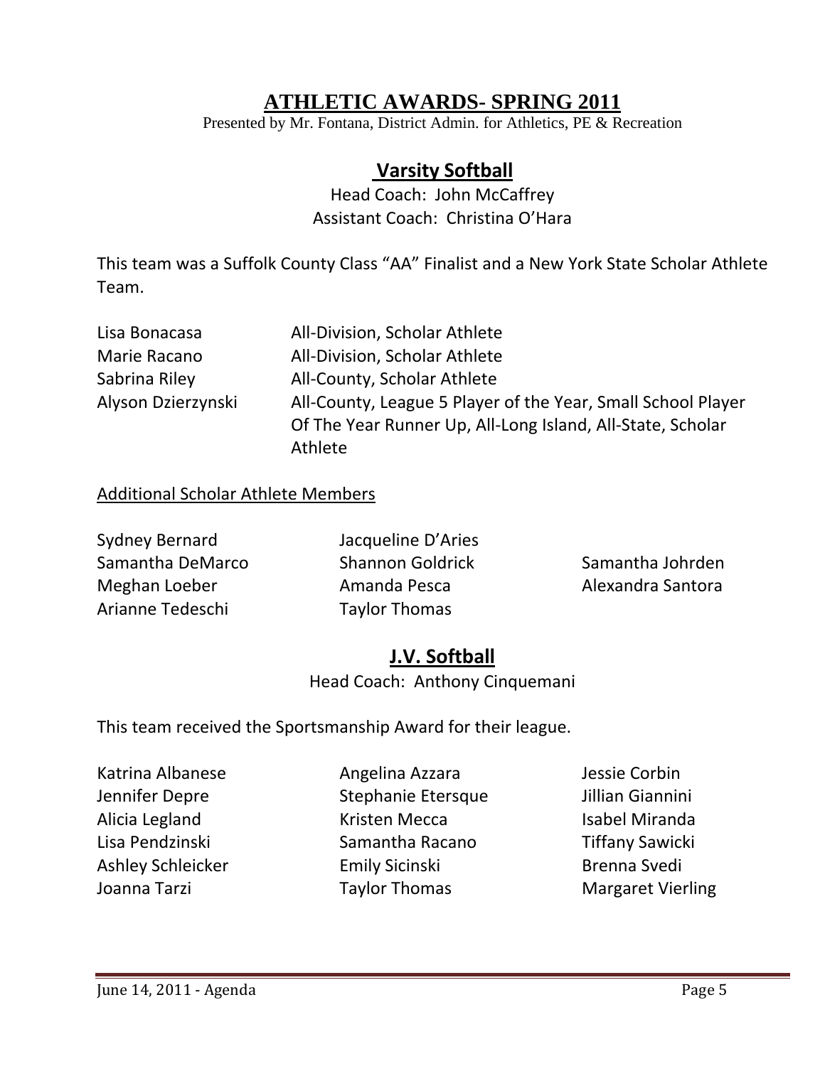# ATHLETIC AWARDS- SPRING 2011

Presented by Mr. Fontana, District Admin. for Athletics, PE & Recreation

## Varsity Softball

Head Coach: John McCaffrey
Assistant Coach: Christina O'Hara

This team was a Suffolk County Class "AA" Finalist and a New York State Scholar Athlete Team.

| | |
|---|---|
| Lisa Bonacasa | All-Division, Scholar Athlete |
| Marie Racano | All-Division, Scholar Athlete |
| Sabrina Riley | All-County, Scholar Athlete |
| Alyson Dzierzynski | All-County, League 5 Player of the Year, Small School Player Of The Year Runner Up, All-Long Island, All-State, Scholar Athlete |

Additional Scholar Athlete Members

| | | |
|---|---|---|
| Sydney Bernard | Jacqueline D'Aries | |
| Samantha DeMarco | Shannon Goldrick | Samantha Johrden |
| Meghan Loeber | Amanda Pesca | Alexandra Santora |
| Arianne Tedeschi | Taylor Thomas | |

## J.V. Softball

Head Coach: Anthony Cinquemani

This team received the Sportsmanship Award for their league.

| | | |
|---|---|---|
| Katrina Albanese | Angelina Azzara | Jessie Corbin |
| Jennifer Depre | Stephanie Etersque | Jillian Giannini |
| Alicia Legland | Kristen Mecca | Isabel Miranda |
| Lisa Pendzinski | Samantha Racano | Tiffany Sawicki |
| Ashley Schleicker | Emily Sicinski | Brenna Svedi |
| Joanna Tarzi | Taylor Thomas | Margaret Vierling |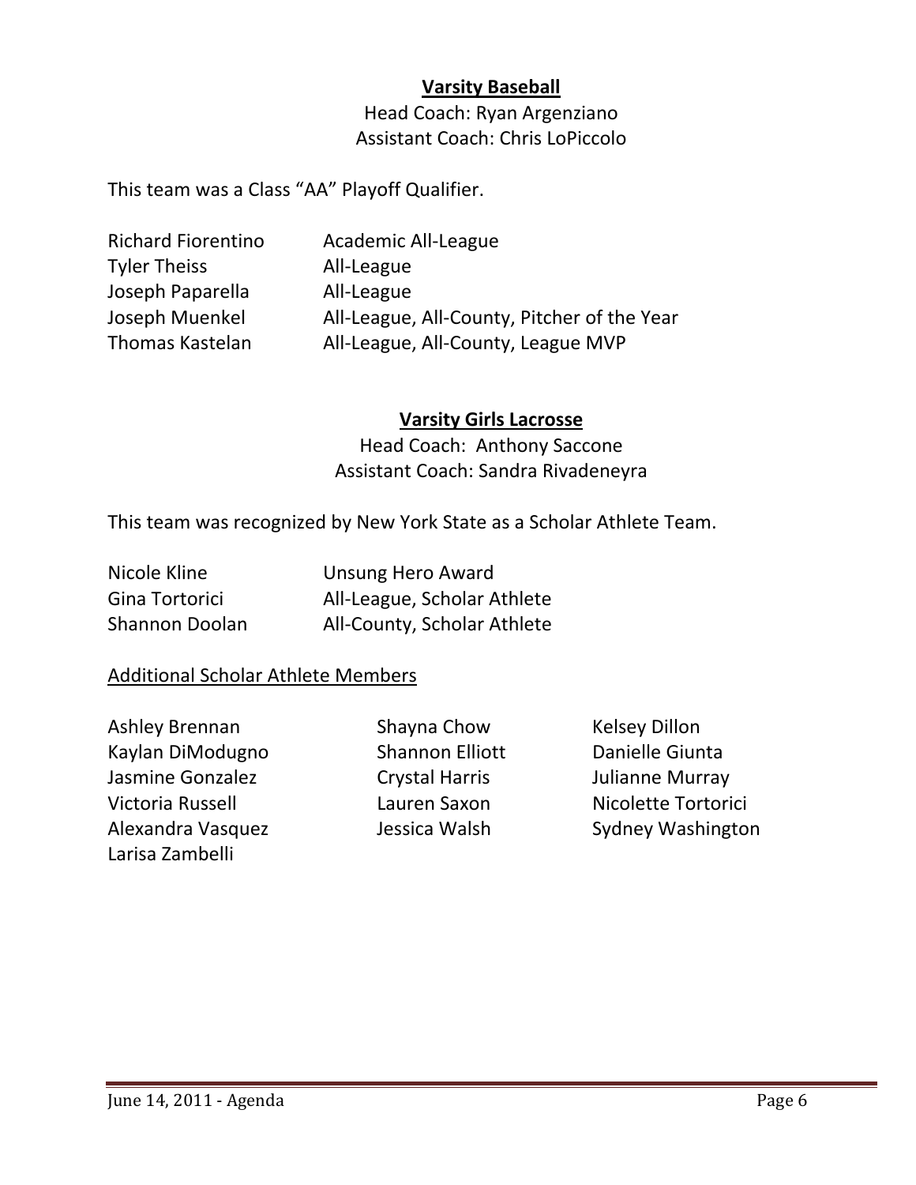## Varsity Baseball

Head Coach: Ryan Argenziano
Assistant Coach: Chris LoPiccolo

This team was a Class "AA" Playoff Qualifier.

| | |
|---|---|
| Richard Fiorentino | Academic All-League |
| Tyler Theiss | All-League |
| Joseph Paparella | All-League |
| Joseph Muenkel | All-League, All-County, Pitcher of the Year |
| Thomas Kastelan | All-League, All-County, League MVP |

## Varsity Girls Lacrosse

Head Coach: Anthony Saccone
Assistant Coach: Sandra Rivadeneyra

This team was recognized by New York State as a Scholar Athlete Team.

| | |
|---|---|
| Nicole Kline | Unsung Hero Award |
| Gina Tortorici | All-League, Scholar Athlete |
| Shannon Doolan | All-County, Scholar Athlete |

### Additional Scholar Athlete Members

| | | |
|---|---|---|
| Ashley Brennan | Shayna Chow | Kelsey Dillon |
| Kaylan DiModugno | Shannon Elliott | Danielle Giunta |
| Jasmine Gonzalez | Crystal Harris | Julianne Murray |
| Victoria Russell | Lauren Saxon | Nicolette Tortorici |
| Alexandra Vasquez | Jessica Walsh | Sydney Washington |
| Larisa Zambelli | | |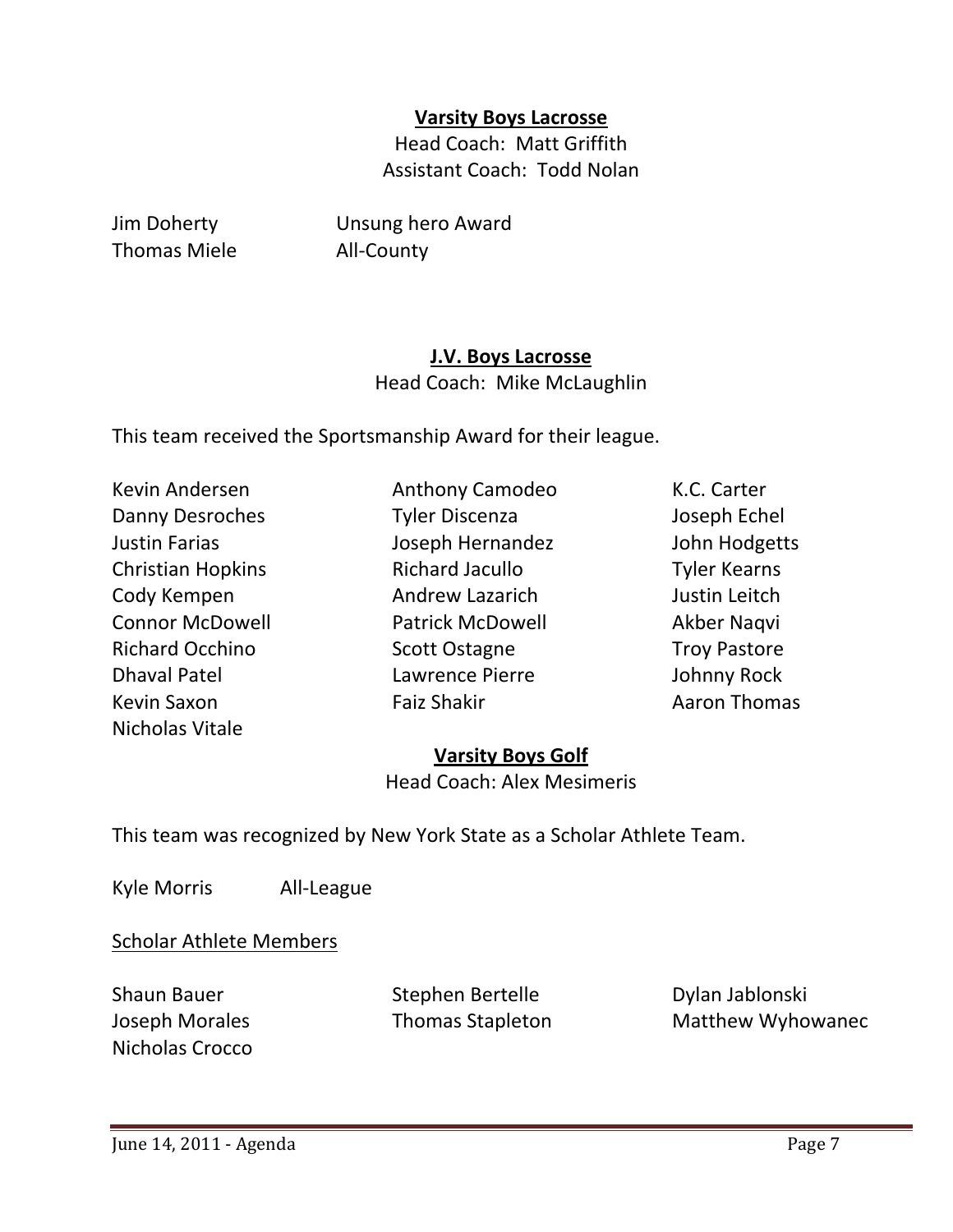**Varsity Boys Lacrosse**

Head Coach: Matt Griffith
Assistant Coach: Todd Nolan

| | |
|---|---|
| Jim Doherty | Unsung hero Award |
| Thomas Miele | All-County |

**J.V. Boys Lacrosse**

Head Coach: Mike McLaughlin

This team received the Sportsmanship Award for their league.

| | | |
|---|---|---|
| Kevin Andersen | Anthony Camodeo | K.C. Carter |
| Danny Desroches | Tyler Discenza | Joseph Echel |
| Justin Farias | Joseph Hernandez | John Hodgetts |
| Christian Hopkins | Richard Jacullo | Tyler Kearns |
| Cody Kempen | Andrew Lazarich | Justin Leitch |
| Connor McDowell | Patrick McDowell | Akber Naqvi |
| Richard Occhino | Scott Ostagne | Troy Pastore |
| Dhaval Patel | Lawrence Pierre | Johnny Rock |
| Kevin Saxon | Faiz Shakir | Aaron Thomas |
| Nicholas Vitale | | |

**Varsity Boys Golf**

Head Coach: Alex Mesimeris

This team was recognized by New York State as a Scholar Athlete Team.

| | |
|---|---|
| Kyle Morris | All-League |

Scholar Athlete Members

| | | |
|---|---|---|
| Shaun Bauer | Stephen Bertelle | Dylan Jablonski |
| Joseph Morales | Thomas Stapleton | Matthew Wyhowanec |
| Nicholas Crocco | | |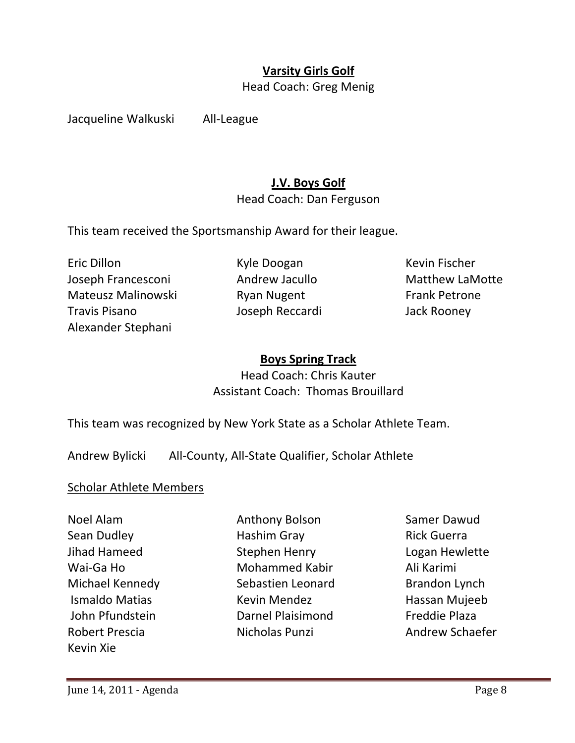**Varsity Girls Golf**

Head Coach: Greg Menig

Jacqueline Walkuski All-League

**J.V. Boys Golf**

Head Coach: Dan Ferguson

This team received the Sportsmanship Award for their league.

Eric Dillon
Kyle Doogan
Kevin Fischer
Joseph Francesconi
Andrew Jacullo
Matthew LaMotte
Mateusz Malinowski
Ryan Nugent
Frank Petrone
Travis Pisano
Joseph Reccardi
Jack Rooney
Alexander Stephani

**Boys Spring Track**

Head Coach: Chris Kauter
Assistant Coach: Thomas Brouillard

This team was recognized by New York State as a Scholar Athlete Team.

Andrew Bylicki All-County, All-State Qualifier, Scholar Athlete

Scholar Athlete Members

Noel Alam
Anthony Bolson
Samer Dawud
Sean Dudley
Hashim Gray
Rick Guerra
Jihad Hameed
Stephen Henry
Logan Hewlette
Wai-Ga Ho
Mohammed Kabir
Ali Karimi
Michael Kennedy
Sebastien Leonard
Brandon Lynch
Ismaldo Matias
Kevin Mendez
Hassan Mujeeb
John Pfundstein
Darnel Plaisimond
Freddie Plaza
Robert Prescia
Nicholas Punzi
Andrew Schaefer
Kevin Xie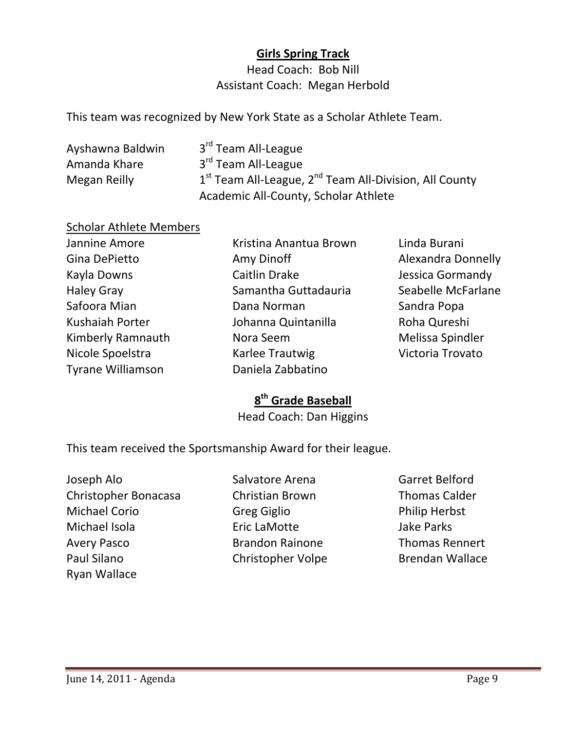## Girls Spring Track

Head Coach: Bob Nill

Assistant Coach: Megan Herbold

This team was recognized by New York State as a Scholar Athlete Team.

| | |
|---|---|
| Ayshawna Baldwin | 3rd Team All-League |
| Amanda Khare | 3rd Team All-League |
| Megan Reilly | 1st Team All-League, 2nd Team All-Division, All County Academic All-County, Scholar Athlete |

Scholar Athlete Members

| | | |
|---|---|---|
| Jannine Amore | Kristina Anantua Brown | Linda Burani |
| Gina DePietto | Amy Dinoff | Alexandra Donnelly |
| Kayla Downs | Caitlin Drake | Jessica Gormandy |
| Haley Gray | Samantha Guttadauria | Seabelle McFarlane |
| Safoora Mian | Dana Norman | Sandra Popa |
| Kushaiah Porter | Johanna Quintanilla | Roha Qureshi |
| Kimberly Ramnauth | Nora Seem | Melissa Spindler |
| Nicole Spoelstra | Karlee Trautwig | Victoria Trovato |
| Tyrane Williamson | Daniela Zabbatino | |

## 8th Grade Baseball

Head Coach: Dan Higgins

This team received the Sportsmanship Award for their league.

| | | |
|---|---|---|
| Joseph Alo | Salvatore Arena | Garret Belford |
| Christopher Bonacasa | Christian Brown | Thomas Calder |
| Michael Corio | Greg Giglio | Philip Herbst |
| Michael Isola | Eric LaMotte | Jake Parks |
| Avery Pasco | Brandon Rainone | Thomas Rennert |
| Paul Silano | Christopher Volpe | Brendan Wallace |
| Ryan Wallace | | |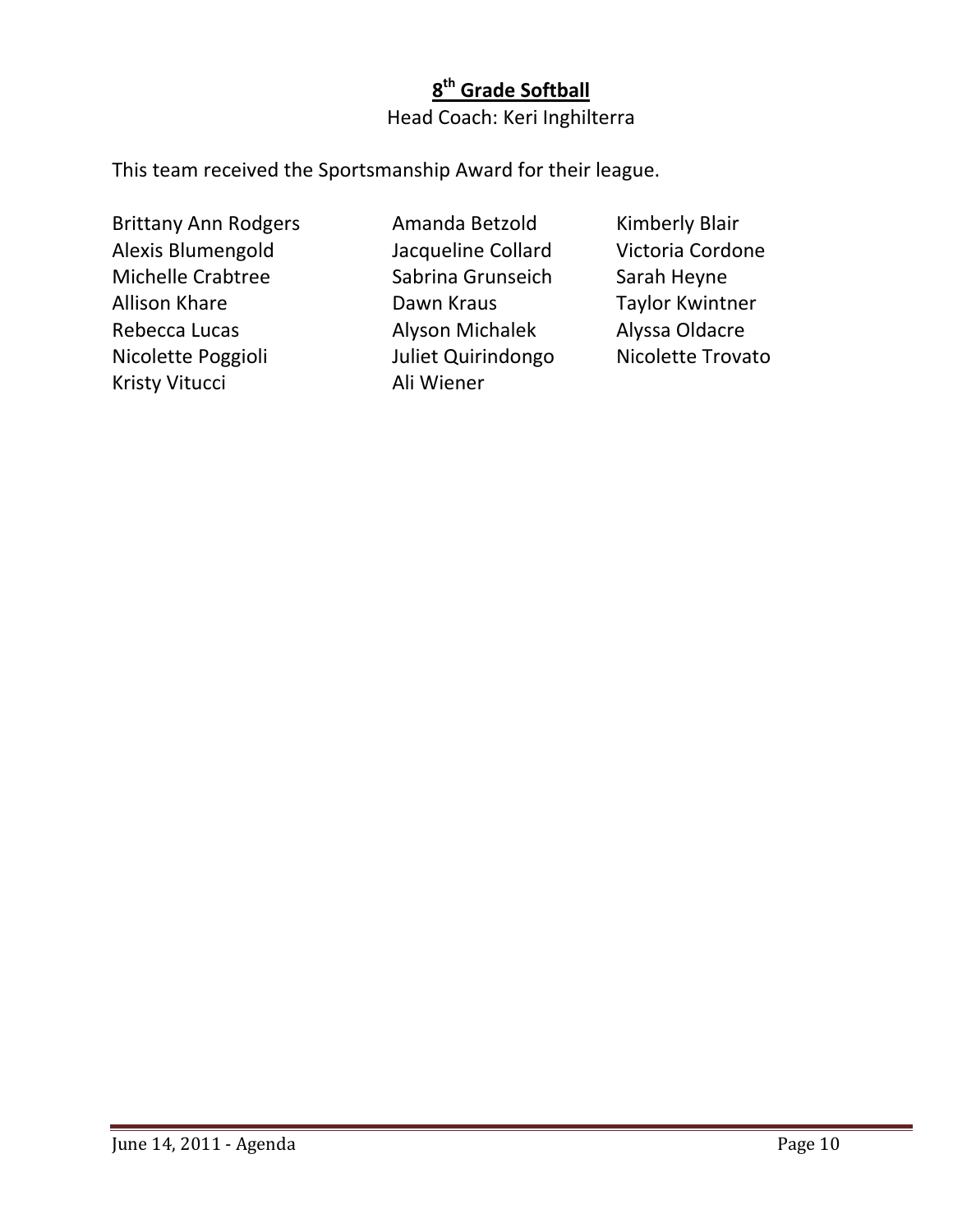## 8th Grade Softball

Head Coach: Keri Inghilterra

This team received the Sportsmanship Award for their league.

Brittany Ann Rodgers
Amanda Betzold
Kimberly Blair
Alexis Blumengold
Jacqueline Collard
Victoria Cordone
Michelle Crabtree
Sabrina Grunseich
Sarah Heyne
Allison Khare
Dawn Kraus
Taylor Kwintner
Rebecca Lucas
Alyson Michalek
Alyssa Oldacre
Nicolette Poggioli
Juliet Quirindongo
Nicolette Trovato
Kristy Vitucci
Ali Wiener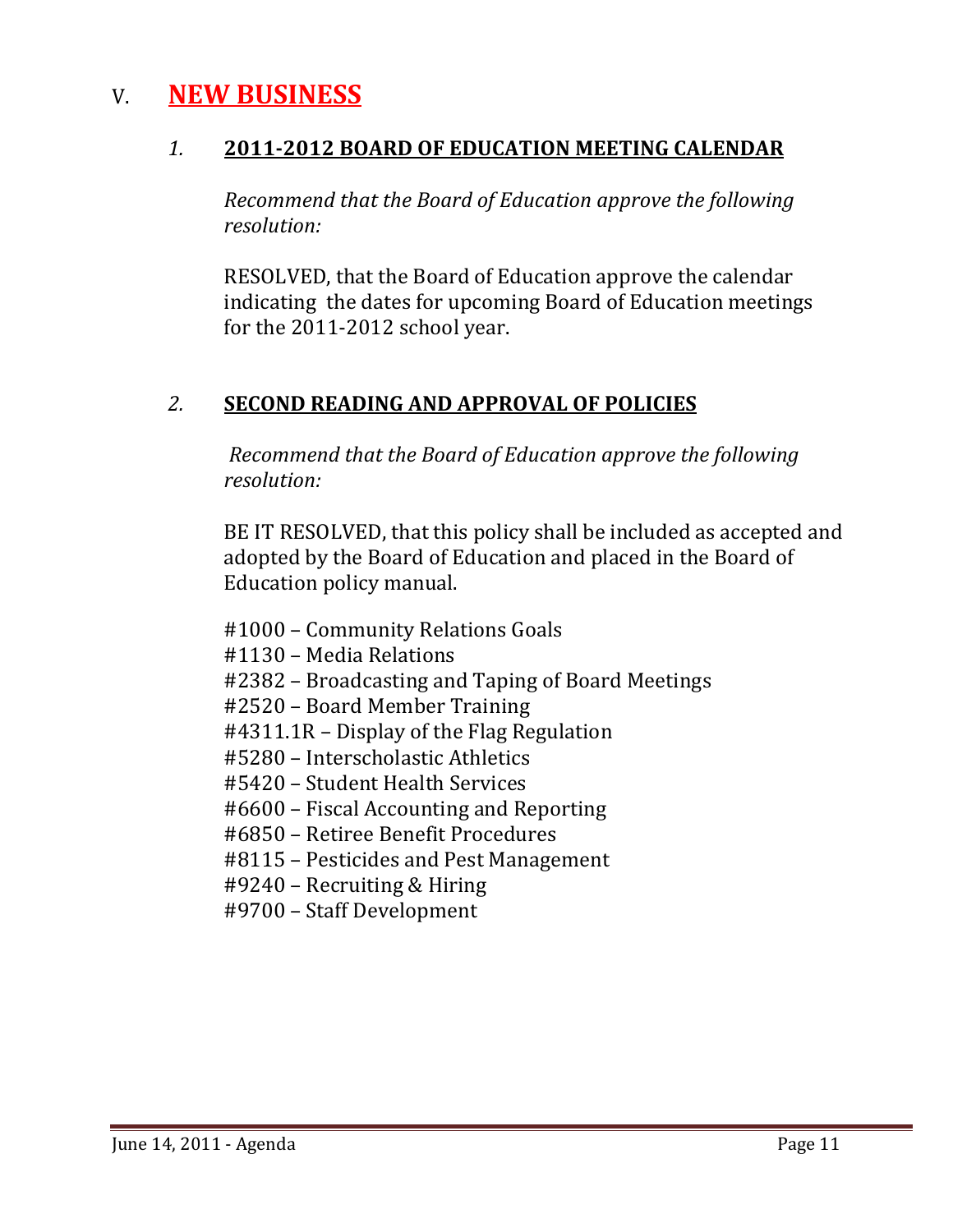# V. NEW BUSINESS

## *1.* 2011-2012 BOARD OF EDUCATION MEETING CALENDAR

*Recommend that the Board of Education approve the following resolution:*

RESOLVED, that the Board of Education approve the calendar indicating the dates for upcoming Board of Education meetings for the 2011-2012 school year.

## *2.* SECOND READING AND APPROVAL OF POLICIES

*Recommend that the Board of Education approve the following resolution:*

BE IT RESOLVED, that this policy shall be included as accepted and adopted by the Board of Education and placed in the Board of Education policy manual.

#1000 – Community Relations Goals
#1130 – Media Relations
#2382 – Broadcasting and Taping of Board Meetings
#2520 – Board Member Training
#4311.1R – Display of the Flag Regulation
#5280 – Interscholastic Athletics
#5420 – Student Health Services
#6600 – Fiscal Accounting and Reporting
#6850 – Retiree Benefit Procedures
#8115 – Pesticides and Pest Management
#9240 – Recruiting & Hiring
#9700 – Staff Development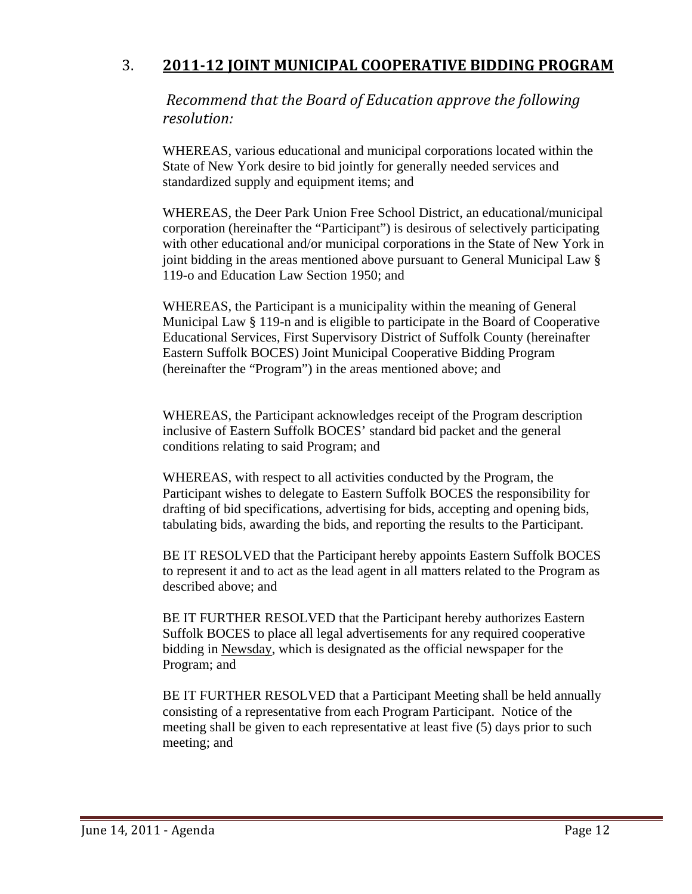## 3. **2011-12 JOINT MUNICIPAL COOPERATIVE BIDDING PROGRAM**

*Recommend that the Board of Education approve the following resolution:*

WHEREAS, various educational and municipal corporations located within the State of New York desire to bid jointly for generally needed services and standardized supply and equipment items; and

WHEREAS, the Deer Park Union Free School District, an educational/municipal corporation (hereinafter the "Participant") is desirous of selectively participating with other educational and/or municipal corporations in the State of New York in joint bidding in the areas mentioned above pursuant to General Municipal Law § 119-o and Education Law Section 1950; and

WHEREAS, the Participant is a municipality within the meaning of General Municipal Law § 119-n and is eligible to participate in the Board of Cooperative Educational Services, First Supervisory District of Suffolk County (hereinafter Eastern Suffolk BOCES) Joint Municipal Cooperative Bidding Program (hereinafter the "Program") in the areas mentioned above; and

WHEREAS, the Participant acknowledges receipt of the Program description inclusive of Eastern Suffolk BOCES' standard bid packet and the general conditions relating to said Program; and

WHEREAS, with respect to all activities conducted by the Program, the Participant wishes to delegate to Eastern Suffolk BOCES the responsibility for drafting of bid specifications, advertising for bids, accepting and opening bids, tabulating bids, awarding the bids, and reporting the results to the Participant.

BE IT RESOLVED that the Participant hereby appoints Eastern Suffolk BOCES to represent it and to act as the lead agent in all matters related to the Program as described above; and

BE IT FURTHER RESOLVED that the Participant hereby authorizes Eastern Suffolk BOCES to place all legal advertisements for any required cooperative bidding in Newsday, which is designated as the official newspaper for the Program; and

BE IT FURTHER RESOLVED that a Participant Meeting shall be held annually consisting of a representative from each Program Participant. Notice of the meeting shall be given to each representative at least five (5) days prior to such meeting; and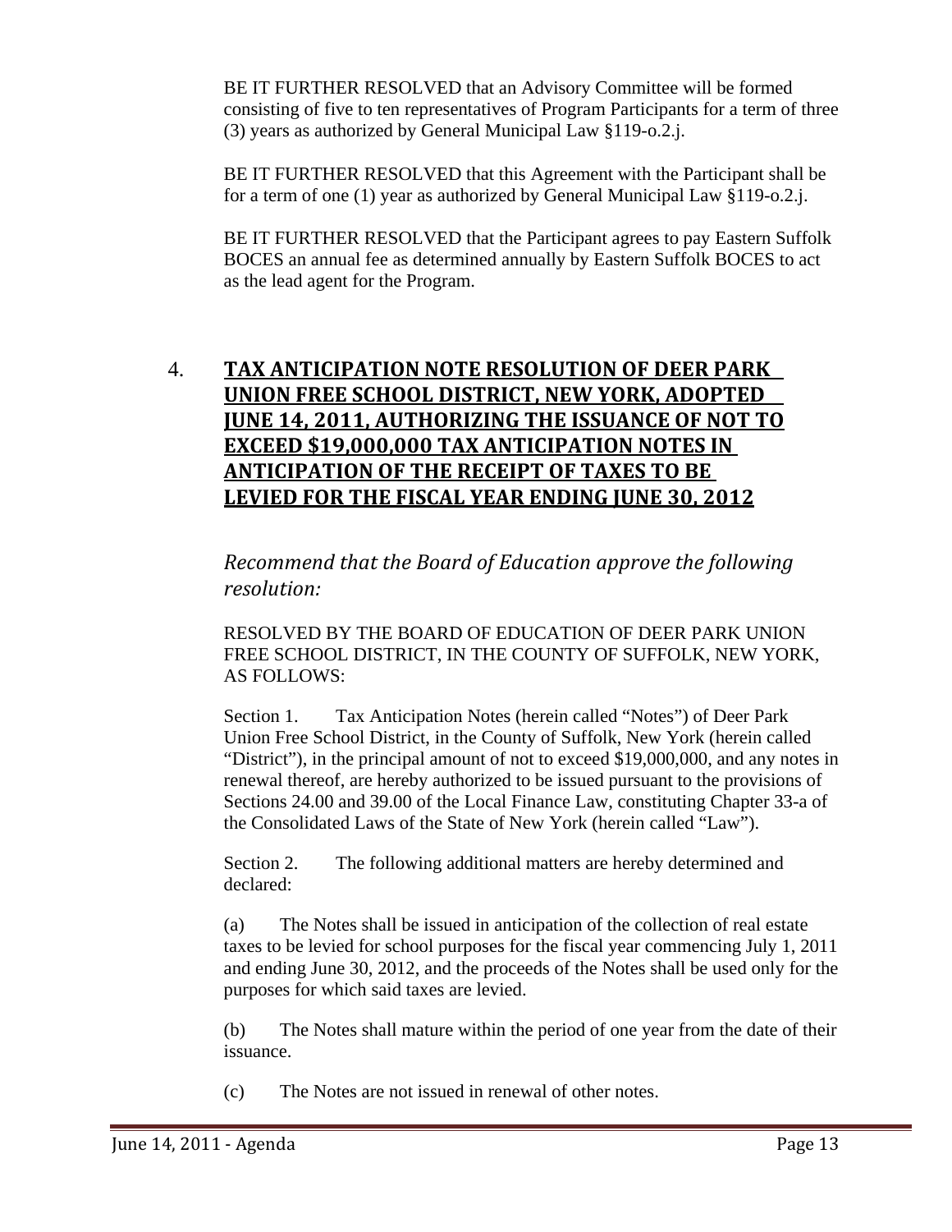BE IT FURTHER RESOLVED that an Advisory Committee will be formed consisting of five to ten representatives of Program Participants for a term of three (3) years as authorized by General Municipal Law §119-o.2.j.

BE IT FURTHER RESOLVED that this Agreement with the Participant shall be for a term of one (1) year as authorized by General Municipal Law §119-o.2.j.

BE IT FURTHER RESOLVED that the Participant agrees to pay Eastern Suffolk BOCES an annual fee as determined annually by Eastern Suffolk BOCES to act as the lead agent for the Program.

## 4. TAX ANTICIPATION NOTE RESOLUTION OF DEER PARK UNION FREE SCHOOL DISTRICT, NEW YORK, ADOPTED JUNE 14, 2011, AUTHORIZING THE ISSUANCE OF NOT TO EXCEED $19,000,000 TAX ANTICIPATION NOTES IN ANTICIPATION OF THE RECEIPT OF TAXES TO BE LEVIED FOR THE FISCAL YEAR ENDING JUNE 30, 2012

*Recommend that the Board of Education approve the following resolution:*

RESOLVED BY THE BOARD OF EDUCATION OF DEER PARK UNION FREE SCHOOL DISTRICT, IN THE COUNTY OF SUFFOLK, NEW YORK, AS FOLLOWS:

Section 1. Tax Anticipation Notes (herein called "Notes") of Deer Park Union Free School District, in the County of Suffolk, New York (herein called "District"), in the principal amount of not to exceed $19,000,000, and any notes in renewal thereof, are hereby authorized to be issued pursuant to the provisions of Sections 24.00 and 39.00 of the Local Finance Law, constituting Chapter 33-a of the Consolidated Laws of the State of New York (herein called "Law").

Section 2. The following additional matters are hereby determined and declared:

(a) The Notes shall be issued in anticipation of the collection of real estate taxes to be levied for school purposes for the fiscal year commencing July 1, 2011 and ending June 30, 2012, and the proceeds of the Notes shall be used only for the purposes for which said taxes are levied.

(b) The Notes shall mature within the period of one year from the date of their issuance.

(c) The Notes are not issued in renewal of other notes.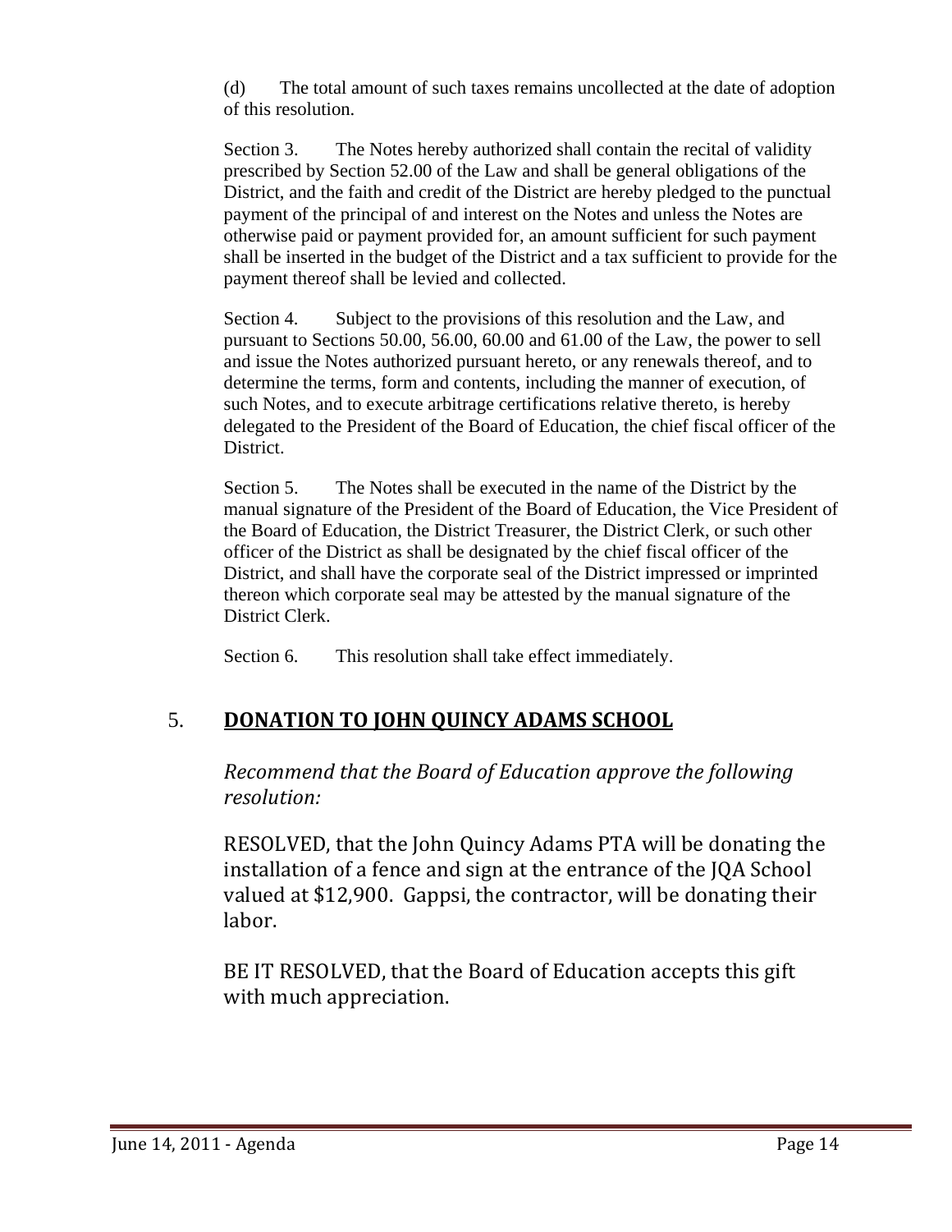(d) The total amount of such taxes remains uncollected at the date of adoption of this resolution.

Section 3. The Notes hereby authorized shall contain the recital of validity prescribed by Section 52.00 of the Law and shall be general obligations of the District, and the faith and credit of the District are hereby pledged to the punctual payment of the principal of and interest on the Notes and unless the Notes are otherwise paid or payment provided for, an amount sufficient for such payment shall be inserted in the budget of the District and a tax sufficient to provide for the payment thereof shall be levied and collected.

Section 4. Subject to the provisions of this resolution and the Law, and pursuant to Sections 50.00, 56.00, 60.00 and 61.00 of the Law, the power to sell and issue the Notes authorized pursuant hereto, or any renewals thereof, and to determine the terms, form and contents, including the manner of execution, of such Notes, and to execute arbitrage certifications relative thereto, is hereby delegated to the President of the Board of Education, the chief fiscal officer of the District.

Section 5. The Notes shall be executed in the name of the District by the manual signature of the President of the Board of Education, the Vice President of the Board of Education, the District Treasurer, the District Clerk, or such other officer of the District as shall be designated by the chief fiscal officer of the District, and shall have the corporate seal of the District impressed or imprinted thereon which corporate seal may be attested by the manual signature of the District Clerk.

Section 6. This resolution shall take effect immediately.

## 5. **DONATION TO JOHN QUINCY ADAMS SCHOOL**

*Recommend that the Board of Education approve the following resolution:*

RESOLVED, that the John Quincy Adams PTA will be donating the installation of a fence and sign at the entrance of the JQA School valued at $12,900. Gappsi, the contractor, will be donating their labor.

BE IT RESOLVED, that the Board of Education accepts this gift with much appreciation.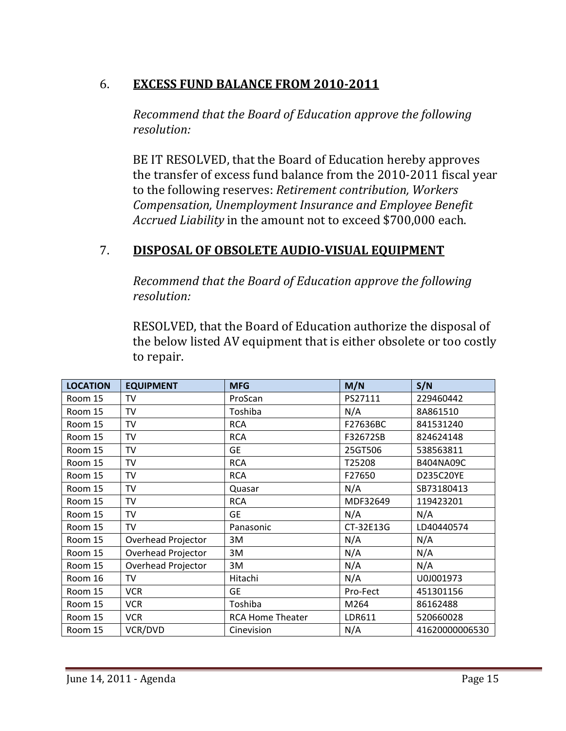6. **EXCESS FUND BALANCE FROM 2010-2011**

*Recommend that the Board of Education approve the following resolution:*

BE IT RESOLVED, that the Board of Education hereby approves the transfer of excess fund balance from the 2010-2011 fiscal year to the following reserves: *Retirement contribution, Workers Compensation, Unemployment Insurance and Employee Benefit Accrued Liability* in the amount not to exceed $700,000 each.

7. **DISPOSAL OF OBSOLETE AUDIO-VISUAL EQUIPMENT**

*Recommend that the Board of Education approve the following resolution:*

RESOLVED, that the Board of Education authorize the disposal of the below listed AV equipment that is either obsolete or too costly to repair.

| LOCATION | EQUIPMENT | MFG | M/N | S/N |
|---|---|---|---|---|
| Room 15 | TV | ProScan | PS27111 | 229460442 |
| Room 15 | TV | Toshiba | N/A | 8A861510 |
| Room 15 | TV | RCA | F27636BC | 841531240 |
| Room 15 | TV | RCA | F32672SB | 824624148 |
| Room 15 | TV | GE | 25GT506 | 538563811 |
| Room 15 | TV | RCA | T25208 | B404NA09C |
| Room 15 | TV | RCA | F27650 | D235C20YE |
| Room 15 | TV | Quasar | N/A | SB73180413 |
| Room 15 | TV | RCA | MDF32649 | 119423201 |
| Room 15 | TV | GE | N/A | N/A |
| Room 15 | TV | Panasonic | CT-32E13G | LD40440574 |
| Room 15 | Overhead Projector | 3M | N/A | N/A |
| Room 15 | Overhead Projector | 3M | N/A | N/A |
| Room 15 | Overhead Projector | 3M | N/A | N/A |
| Room 16 | TV | Hitachi | N/A | U0J001973 |
| Room 15 | VCR | GE | Pro-Fect | 451301156 |
| Room 15 | VCR | Toshiba | M264 | 86162488 |
| Room 15 | VCR | RCA Home Theater | LDR611 | 520660028 |
| Room 15 | VCR/DVD | Cinevision | N/A | 41620000006530 |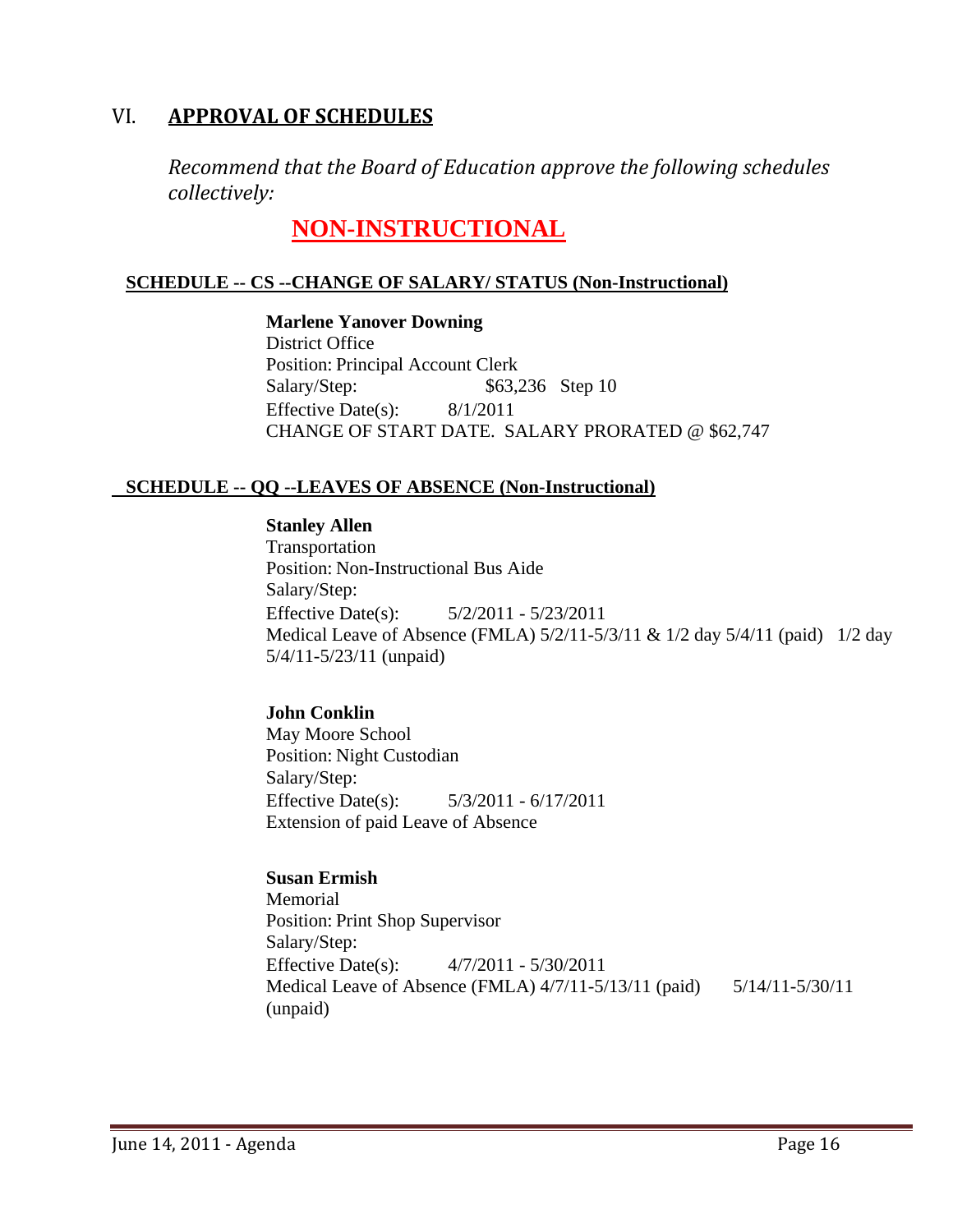## VI. APPROVAL OF SCHEDULES

*Recommend that the Board of Education approve the following schedules collectively:*

### NON-INSTRUCTIONAL

**SCHEDULE -- CS --CHANGE OF SALARY/ STATUS (Non-Instructional)**

**Marlene Yanover Downing**
District Office
Position: Principal Account Clerk
Salary/Step: $63,236 Step 10
Effective Date(s): 8/1/2011
CHANGE OF START DATE. SALARY PRORATED @ $62,747

**SCHEDULE -- QQ --LEAVES OF ABSENCE (Non-Instructional)**

**Stanley Allen**
Transportation
Position: Non-Instructional Bus Aide
Salary/Step:
Effective Date(s): 5/2/2011 - 5/23/2011
Medical Leave of Absence (FMLA) 5/2/11-5/3/11 & 1/2 day 5/4/11 (paid) 1/2 day 5/4/11-5/23/11 (unpaid)

**John Conklin**
May Moore School
Position: Night Custodian
Salary/Step:
Effective Date(s): 5/3/2011 - 6/17/2011
Extension of paid Leave of Absence

**Susan Ermish**
Memorial
Position: Print Shop Supervisor
Salary/Step:
Effective Date(s): 4/7/2011 - 5/30/2011
Medical Leave of Absence (FMLA) 4/7/11-5/13/11 (paid) 5/14/11-5/30/11 (unpaid)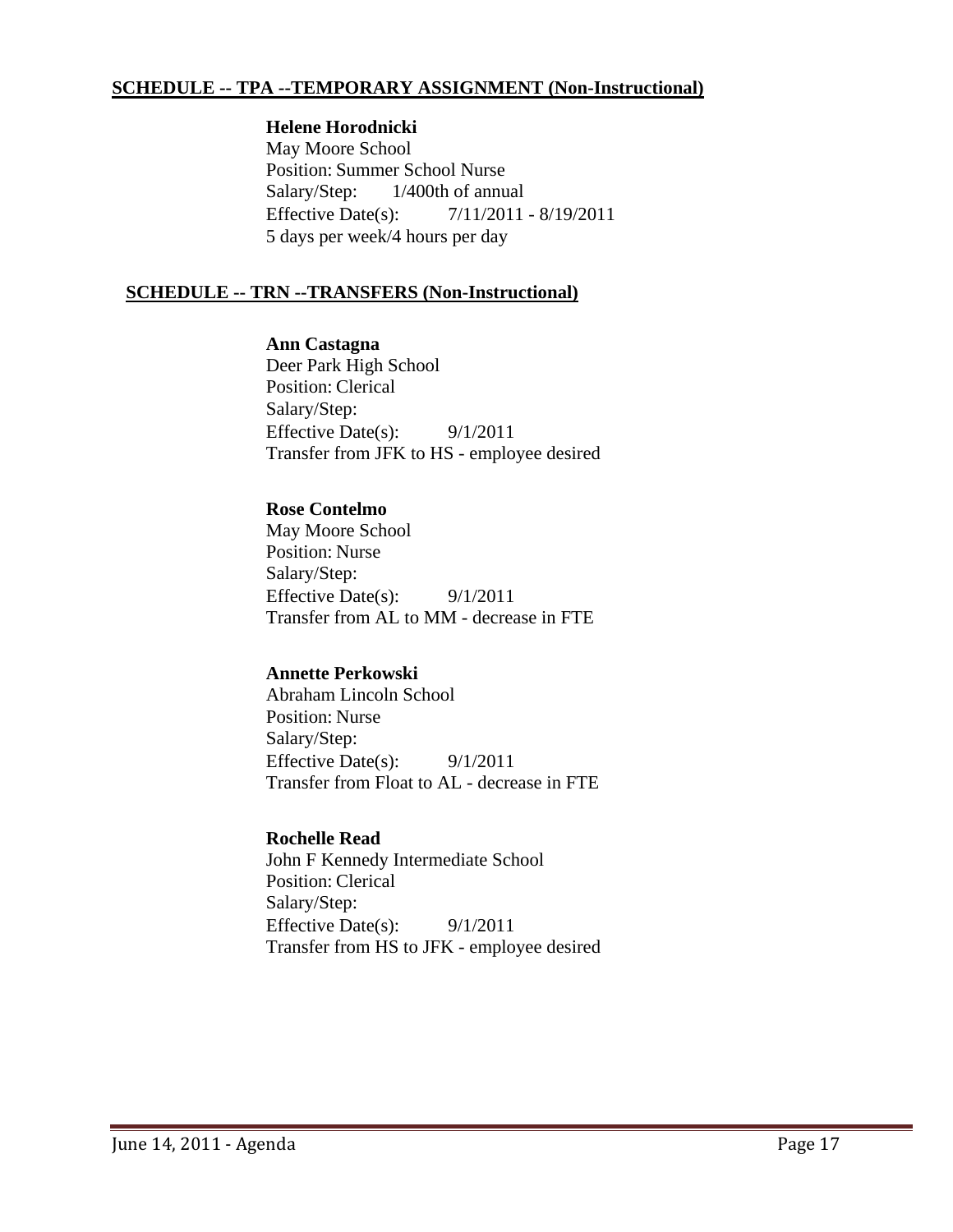## SCHEDULE -- TPA --TEMPORARY ASSIGNMENT (Non-Instructional)

**Helene Horodnicki**
May Moore School
Position: Summer School Nurse
Salary/Step: 1/400th of annual
Effective Date(s): 7/11/2011 - 8/19/2011
5 days per week/4 hours per day

## SCHEDULE -- TRN --TRANSFERS (Non-Instructional)

**Ann Castagna**
Deer Park High School
Position: Clerical
Salary/Step:
Effective Date(s): 9/1/2011
Transfer from JFK to HS - employee desired

**Rose Contelmo**
May Moore School
Position: Nurse
Salary/Step:
Effective Date(s): 9/1/2011
Transfer from AL to MM - decrease in FTE

**Annette Perkowski**
Abraham Lincoln School
Position: Nurse
Salary/Step:
Effective Date(s): 9/1/2011
Transfer from Float to AL - decrease in FTE

**Rochelle Read**
John F Kennedy Intermediate School
Position: Clerical
Salary/Step:
Effective Date(s): 9/1/2011
Transfer from HS to JFK - employee desired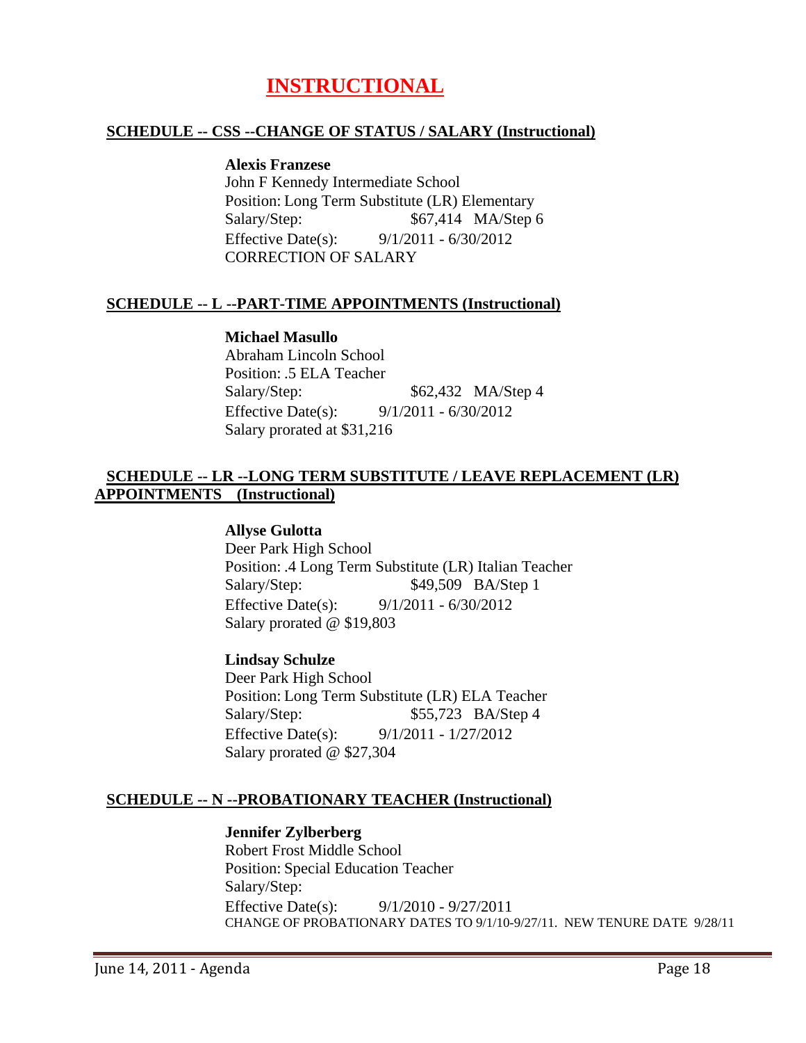# INSTRUCTIONAL

## SCHEDULE -- CSS --CHANGE OF STATUS / SALARY (Instructional)

**Alexis Franzese**
John F Kennedy Intermediate School
Position: Long Term Substitute (LR) Elementary
Salary/Step: $67,414 MA/Step 6
Effective Date(s): 9/1/2011 - 6/30/2012
CORRECTION OF SALARY

## SCHEDULE -- L --PART-TIME APPOINTMENTS (Instructional)

**Michael Masullo**
Abraham Lincoln School
Position: .5 ELA Teacher
Salary/Step: $62,432 MA/Step 4
Effective Date(s): 9/1/2011 - 6/30/2012
Salary prorated at $31,216

## SCHEDULE -- LR --LONG TERM SUBSTITUTE / LEAVE REPLACEMENT (LR) APPOINTMENTS (Instructional)

**Allyse Gulotta**
Deer Park High School
Position: .4 Long Term Substitute (LR) Italian Teacher
Salary/Step: $49,509 BA/Step 1
Effective Date(s): 9/1/2011 - 6/30/2012
Salary prorated @ $19,803

**Lindsay Schulze**
Deer Park High School
Position: Long Term Substitute (LR) ELA Teacher
Salary/Step: $55,723 BA/Step 4
Effective Date(s): 9/1/2011 - 1/27/2012
Salary prorated @ $27,304

## SCHEDULE -- N --PROBATIONARY TEACHER (Instructional)

**Jennifer Zylberberg**
Robert Frost Middle School
Position: Special Education Teacher
Salary/Step:
Effective Date(s): 9/1/2010 - 9/27/2011
CHANGE OF PROBATIONARY DATES TO 9/1/10-9/27/11. NEW TENURE DATE 9/28/11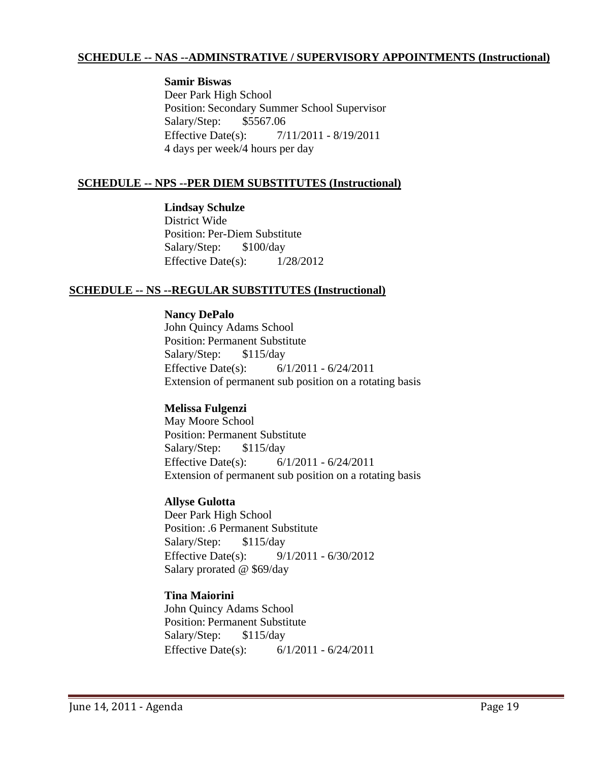## SCHEDULE -- NAS --ADMINSTRATIVE / SUPERVISORY APPOINTMENTS (Instructional)

**Samir Biswas**
Deer Park High School
Position: Secondary Summer School Supervisor
Salary/Step: $5567.06
Effective Date(s): 7/11/2011 - 8/19/2011
4 days per week/4 hours per day

## SCHEDULE -- NPS --PER DIEM SUBSTITUTES (Instructional)

**Lindsay Schulze**
District Wide
Position: Per-Diem Substitute
Salary/Step: $100/day
Effective Date(s): 1/28/2012

## SCHEDULE -- NS --REGULAR SUBSTITUTES (Instructional)

**Nancy DePalo**
John Quincy Adams School
Position: Permanent Substitute
Salary/Step: $115/day
Effective Date(s): 6/1/2011 - 6/24/2011
Extension of permanent sub position on a rotating basis

**Melissa Fulgenzi**
May Moore School
Position: Permanent Substitute
Salary/Step: $115/day
Effective Date(s): 6/1/2011 - 6/24/2011
Extension of permanent sub position on a rotating basis

**Allyse Gulotta**
Deer Park High School
Position: .6 Permanent Substitute
Salary/Step: $115/day
Effective Date(s): 9/1/2011 - 6/30/2012
Salary prorated @ $69/day

**Tina Maiorini**
John Quincy Adams School
Position: Permanent Substitute
Salary/Step: $115/day
Effective Date(s): 6/1/2011 - 6/24/2011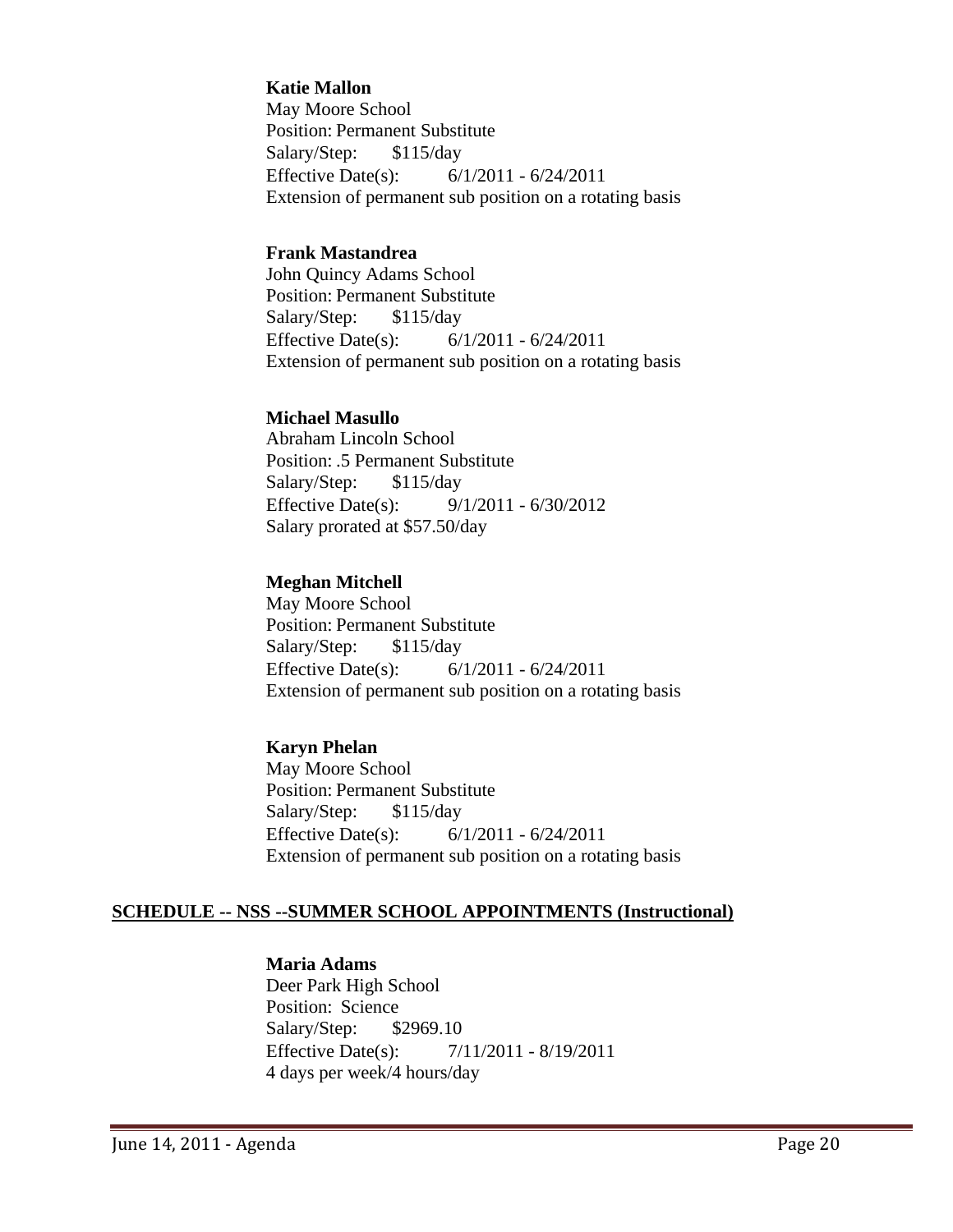**Katie Mallon**
May Moore School
Position: Permanent Substitute
Salary/Step: $115/day
Effective Date(s): 6/1/2011 - 6/24/2011
Extension of permanent sub position on a rotating basis

**Frank Mastandrea**
John Quincy Adams School
Position: Permanent Substitute
Salary/Step: $115/day
Effective Date(s): 6/1/2011 - 6/24/2011
Extension of permanent sub position on a rotating basis

**Michael Masullo**
Abraham Lincoln School
Position: .5 Permanent Substitute
Salary/Step: $115/day
Effective Date(s): 9/1/2011 - 6/30/2012
Salary prorated at $57.50/day

**Meghan Mitchell**
May Moore School
Position: Permanent Substitute
Salary/Step: $115/day
Effective Date(s): 6/1/2011 - 6/24/2011
Extension of permanent sub position on a rotating basis

**Karyn Phelan**
May Moore School
Position: Permanent Substitute
Salary/Step: $115/day
Effective Date(s): 6/1/2011 - 6/24/2011
Extension of permanent sub position on a rotating basis

## SCHEDULE -- NSS --SUMMER SCHOOL APPOINTMENTS (Instructional)

**Maria Adams**
Deer Park High School
Position: Science
Salary/Step: $2969.10
Effective Date(s): 7/11/2011 - 8/19/2011
4 days per week/4 hours/day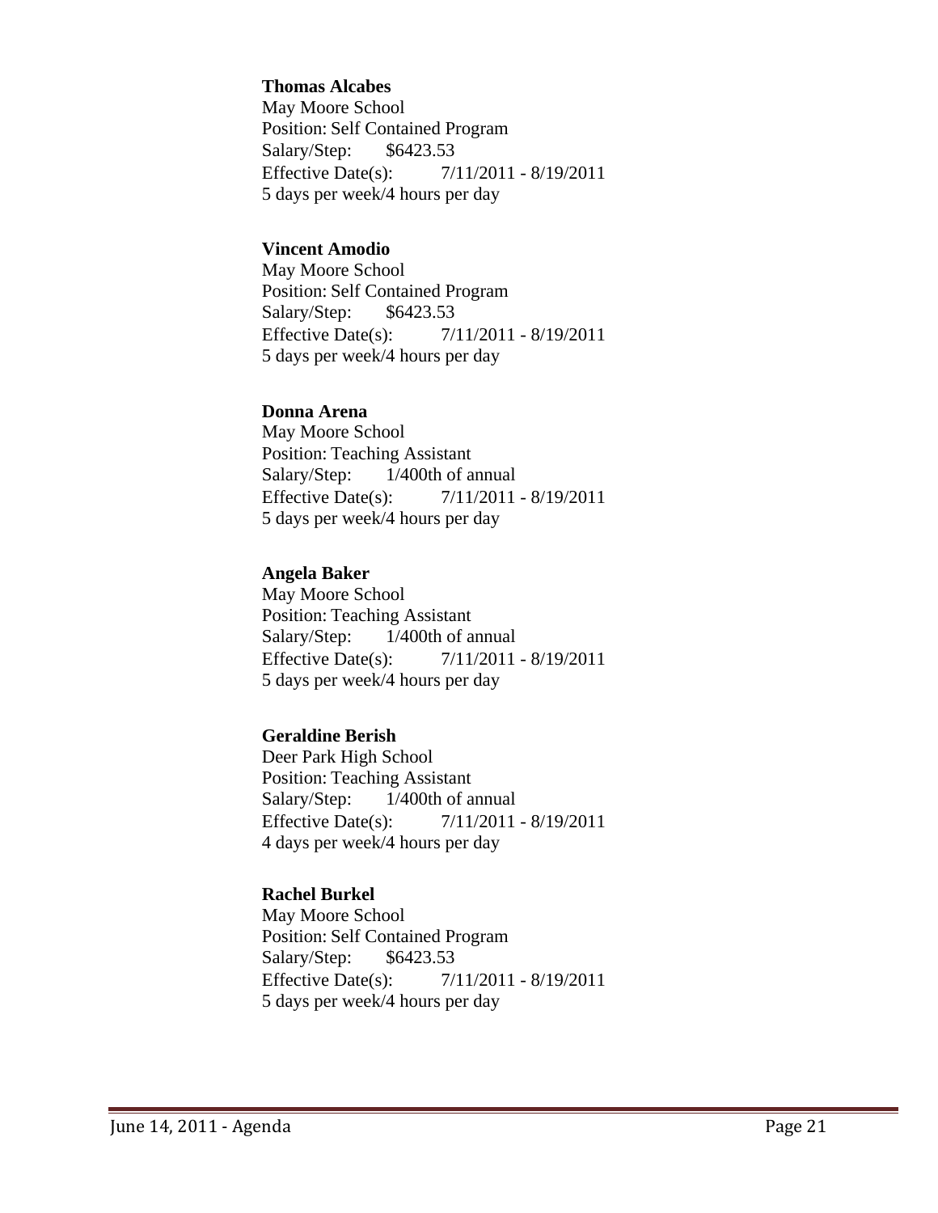**Thomas Alcabes**
May Moore School
Position: Self Contained Program
Salary/Step: $6423.53
Effective Date(s): 7/11/2011 - 8/19/2011
5 days per week/4 hours per day

**Vincent Amodio**
May Moore School
Position: Self Contained Program
Salary/Step: $6423.53
Effective Date(s): 7/11/2011 - 8/19/2011
5 days per week/4 hours per day

**Donna Arena**
May Moore School
Position: Teaching Assistant
Salary/Step: 1/400th of annual
Effective Date(s): 7/11/2011 - 8/19/2011
5 days per week/4 hours per day

**Angela Baker**
May Moore School
Position: Teaching Assistant
Salary/Step: 1/400th of annual
Effective Date(s): 7/11/2011 - 8/19/2011
5 days per week/4 hours per day

**Geraldine Berish**
Deer Park High School
Position: Teaching Assistant
Salary/Step: 1/400th of annual
Effective Date(s): 7/11/2011 - 8/19/2011
4 days per week/4 hours per day

**Rachel Burkel**
May Moore School
Position: Self Contained Program
Salary/Step: $6423.53
Effective Date(s): 7/11/2011 - 8/19/2011
5 days per week/4 hours per day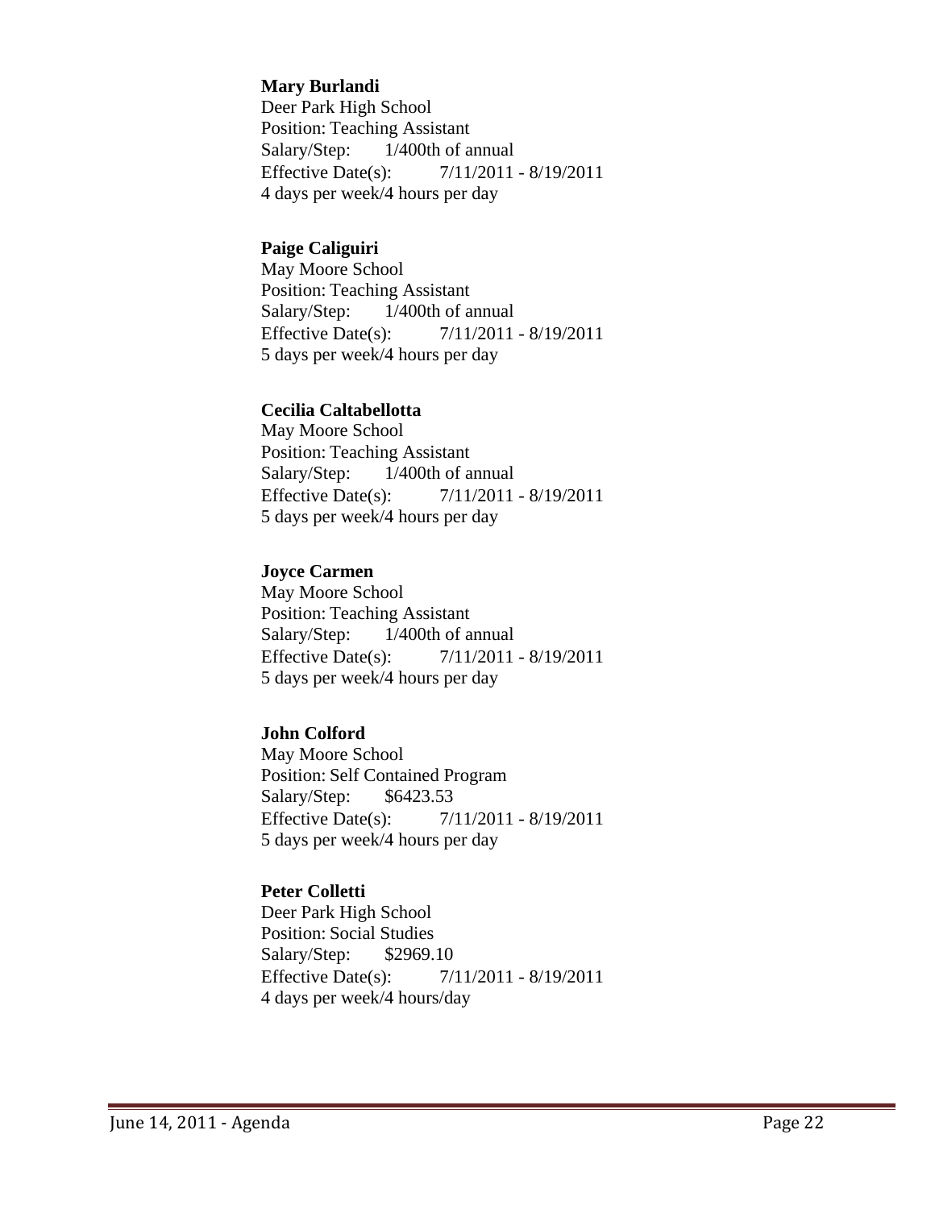**Mary Burlandi**
Deer Park High School
Position: Teaching Assistant
Salary/Step: 1/400th of annual
Effective Date(s): 7/11/2011 - 8/19/2011
4 days per week/4 hours per day

**Paige Caliguiri**
May Moore School
Position: Teaching Assistant
Salary/Step: 1/400th of annual
Effective Date(s): 7/11/2011 - 8/19/2011
5 days per week/4 hours per day

**Cecilia Caltabellotta**
May Moore School
Position: Teaching Assistant
Salary/Step: 1/400th of annual
Effective Date(s): 7/11/2011 - 8/19/2011
5 days per week/4 hours per day

**Joyce Carmen**
May Moore School
Position: Teaching Assistant
Salary/Step: 1/400th of annual
Effective Date(s): 7/11/2011 - 8/19/2011
5 days per week/4 hours per day

**John Colford**
May Moore School
Position: Self Contained Program
Salary/Step: $6423.53
Effective Date(s): 7/11/2011 - 8/19/2011
5 days per week/4 hours per day

**Peter Colletti**
Deer Park High School
Position: Social Studies
Salary/Step: $2969.10
Effective Date(s): 7/11/2011 - 8/19/2011
4 days per week/4 hours/day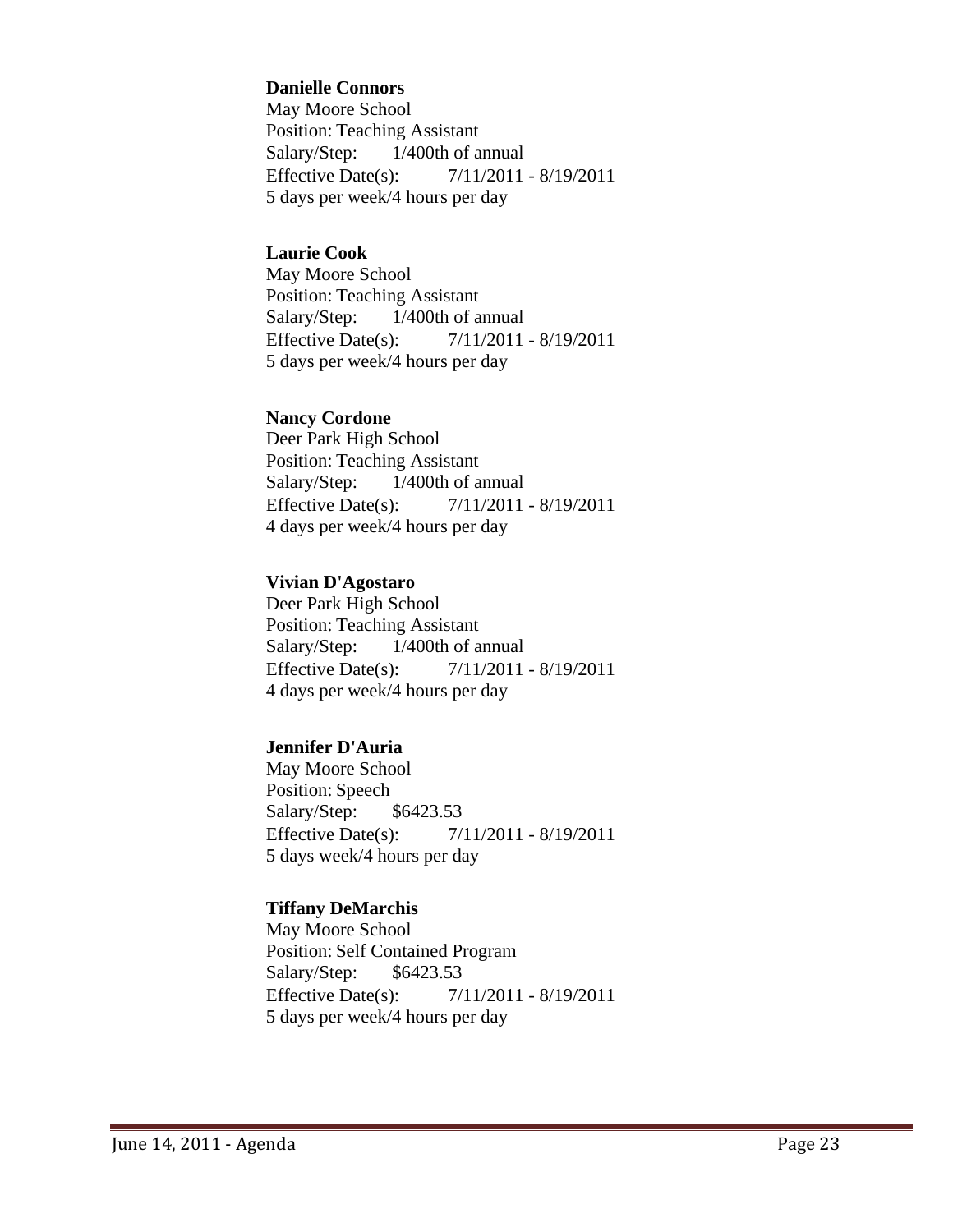**Danielle Connors**
May Moore School
Position: Teaching Assistant
Salary/Step: 1/400th of annual
Effective Date(s): 7/11/2011 - 8/19/2011
5 days per week/4 hours per day

**Laurie Cook**
May Moore School
Position: Teaching Assistant
Salary/Step: 1/400th of annual
Effective Date(s): 7/11/2011 - 8/19/2011
5 days per week/4 hours per day

**Nancy Cordone**
Deer Park High School
Position: Teaching Assistant
Salary/Step: 1/400th of annual
Effective Date(s): 7/11/2011 - 8/19/2011
4 days per week/4 hours per day

**Vivian D'Agostaro**
Deer Park High School
Position: Teaching Assistant
Salary/Step: 1/400th of annual
Effective Date(s): 7/11/2011 - 8/19/2011
4 days per week/4 hours per day

**Jennifer D'Auria**
May Moore School
Position: Speech
Salary/Step: $6423.53
Effective Date(s): 7/11/2011 - 8/19/2011
5 days week/4 hours per day

**Tiffany DeMarchis**
May Moore School
Position: Self Contained Program
Salary/Step: $6423.53
Effective Date(s): 7/11/2011 - 8/19/2011
5 days per week/4 hours per day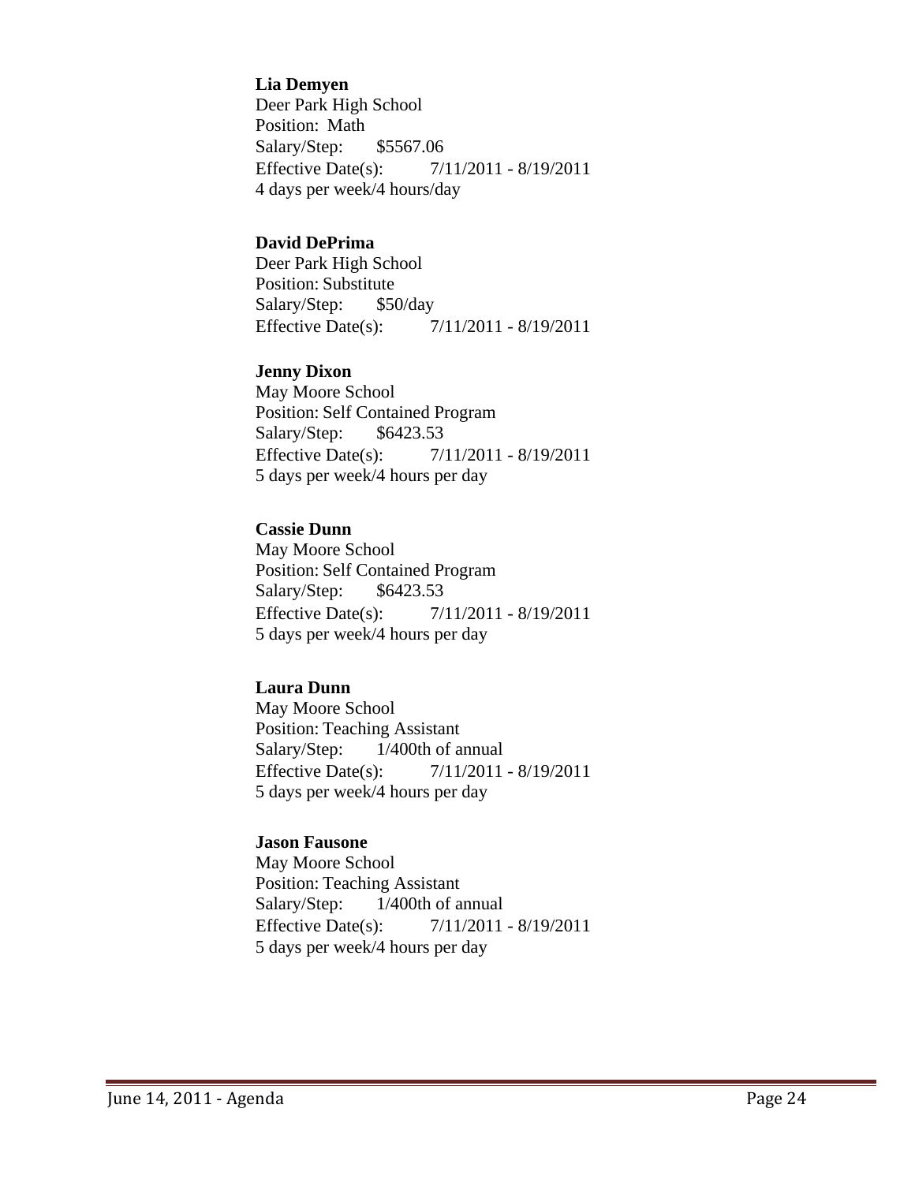**Lia Demyen**
Deer Park High School
Position: Math
Salary/Step: $5567.06
Effective Date(s): 7/11/2011 - 8/19/2011
4 days per week/4 hours/day

**David DePrima**
Deer Park High School
Position: Substitute
Salary/Step: $50/day
Effective Date(s): 7/11/2011 - 8/19/2011

**Jenny Dixon**
May Moore School
Position: Self Contained Program
Salary/Step: $6423.53
Effective Date(s): 7/11/2011 - 8/19/2011
5 days per week/4 hours per day

**Cassie Dunn**
May Moore School
Position: Self Contained Program
Salary/Step: $6423.53
Effective Date(s): 7/11/2011 - 8/19/2011
5 days per week/4 hours per day

**Laura Dunn**
May Moore School
Position: Teaching Assistant
Salary/Step: 1/400th of annual
Effective Date(s): 7/11/2011 - 8/19/2011
5 days per week/4 hours per day

**Jason Fausone**
May Moore School
Position: Teaching Assistant
Salary/Step: 1/400th of annual
Effective Date(s): 7/11/2011 - 8/19/2011
5 days per week/4 hours per day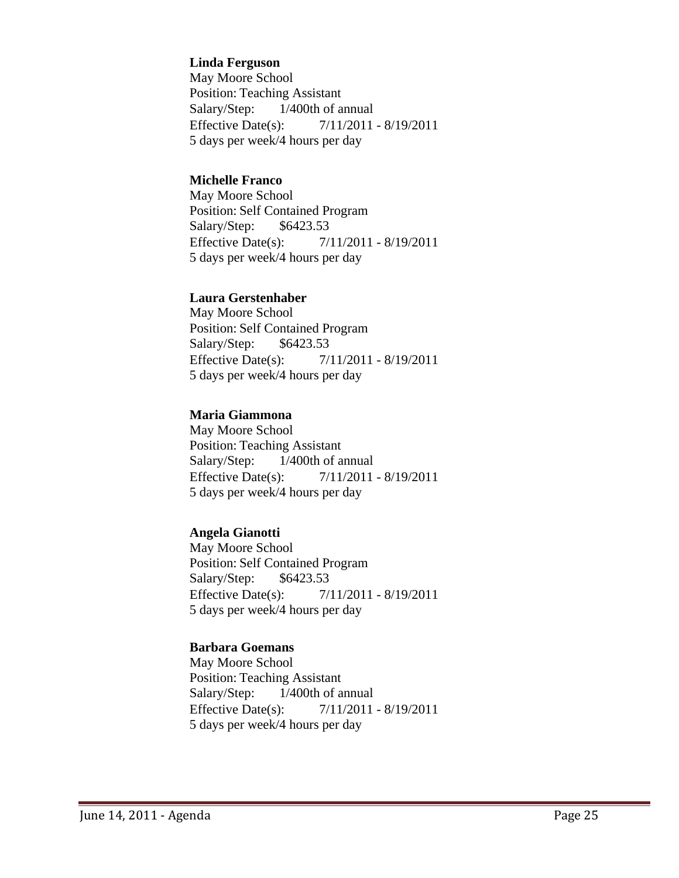**Linda Ferguson**
May Moore School
Position: Teaching Assistant
Salary/Step: 1/400th of annual
Effective Date(s): 7/11/2011 - 8/19/2011
5 days per week/4 hours per day

**Michelle Franco**
May Moore School
Position: Self Contained Program
Salary/Step: $6423.53
Effective Date(s): 7/11/2011 - 8/19/2011
5 days per week/4 hours per day

**Laura Gerstenhaber**
May Moore School
Position: Self Contained Program
Salary/Step: $6423.53
Effective Date(s): 7/11/2011 - 8/19/2011
5 days per week/4 hours per day

**Maria Giammona**
May Moore School
Position: Teaching Assistant
Salary/Step: 1/400th of annual
Effective Date(s): 7/11/2011 - 8/19/2011
5 days per week/4 hours per day

**Angela Gianotti**
May Moore School
Position: Self Contained Program
Salary/Step: $6423.53
Effective Date(s): 7/11/2011 - 8/19/2011
5 days per week/4 hours per day

**Barbara Goemans**
May Moore School
Position: Teaching Assistant
Salary/Step: 1/400th of annual
Effective Date(s): 7/11/2011 - 8/19/2011
5 days per week/4 hours per day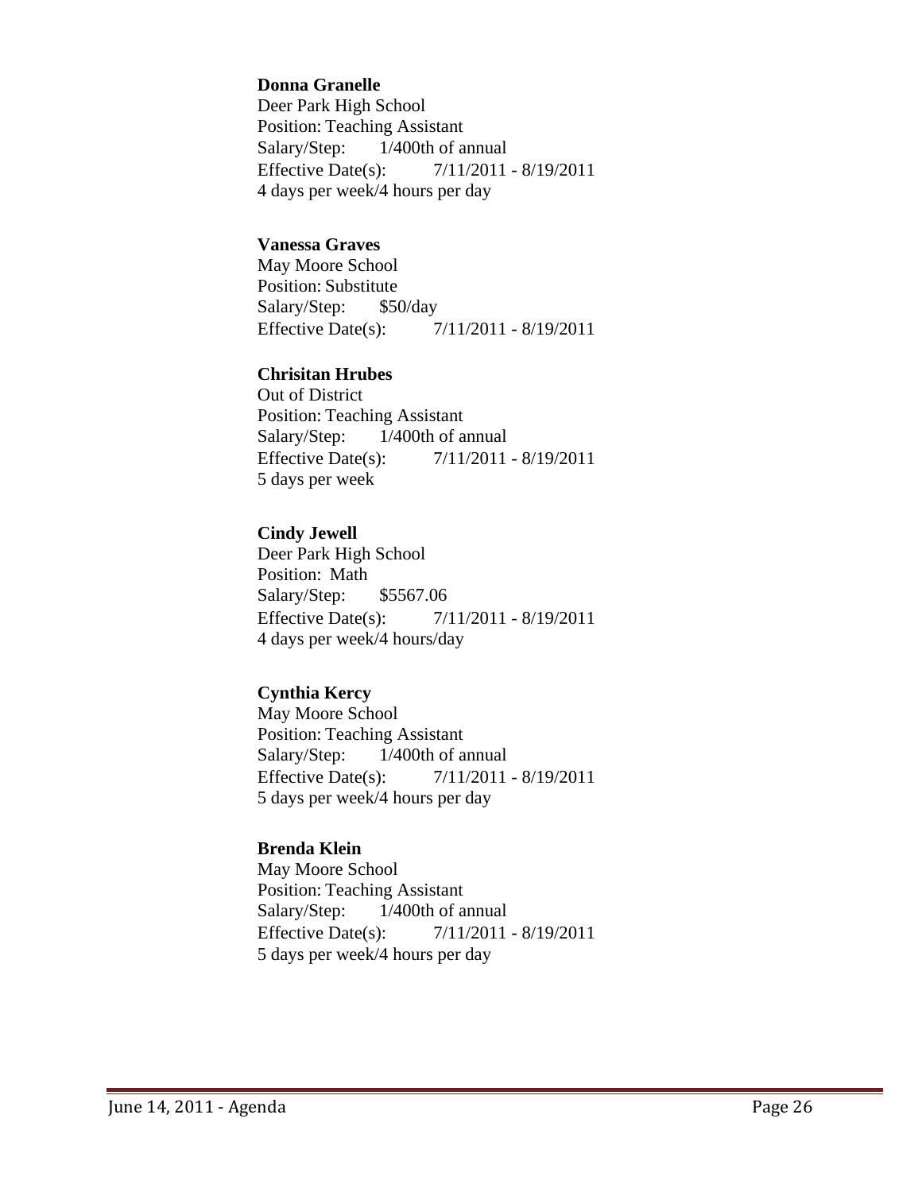**Donna Granelle**
Deer Park High School
Position: Teaching Assistant
Salary/Step: 1/400th of annual
Effective Date(s): 7/11/2011 - 8/19/2011
4 days per week/4 hours per day

**Vanessa Graves**
May Moore School
Position: Substitute
Salary/Step: $50/day
Effective Date(s): 7/11/2011 - 8/19/2011

**Chrisitan Hrubes**
Out of District
Position: Teaching Assistant
Salary/Step: 1/400th of annual
Effective Date(s): 7/11/2011 - 8/19/2011
5 days per week

**Cindy Jewell**
Deer Park High School
Position: Math
Salary/Step: $5567.06
Effective Date(s): 7/11/2011 - 8/19/2011
4 days per week/4 hours/day

**Cynthia Kercy**
May Moore School
Position: Teaching Assistant
Salary/Step: 1/400th of annual
Effective Date(s): 7/11/2011 - 8/19/2011
5 days per week/4 hours per day

**Brenda Klein**
May Moore School
Position: Teaching Assistant
Salary/Step: 1/400th of annual
Effective Date(s): 7/11/2011 - 8/19/2011
5 days per week/4 hours per day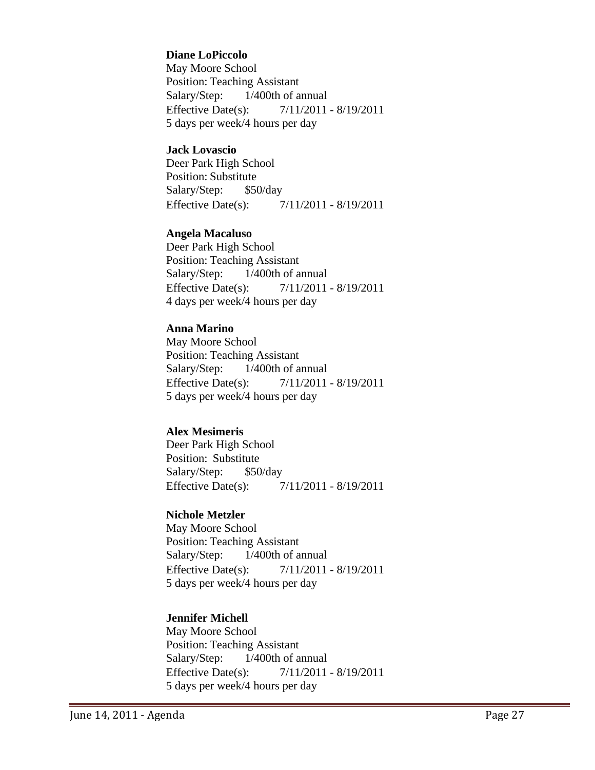**Diane LoPiccolo**
May Moore School
Position: Teaching Assistant
Salary/Step: 1/400th of annual
Effective Date(s): 7/11/2011 - 8/19/2011
5 days per week/4 hours per day

**Jack Lovascio**
Deer Park High School
Position: Substitute
Salary/Step: $50/day
Effective Date(s): 7/11/2011 - 8/19/2011

**Angela Macaluso**
Deer Park High School
Position: Teaching Assistant
Salary/Step: 1/400th of annual
Effective Date(s): 7/11/2011 - 8/19/2011
4 days per week/4 hours per day

**Anna Marino**
May Moore School
Position: Teaching Assistant
Salary/Step: 1/400th of annual
Effective Date(s): 7/11/2011 - 8/19/2011
5 days per week/4 hours per day

**Alex Mesimeris**
Deer Park High School
Position: Substitute
Salary/Step: $50/day
Effective Date(s): 7/11/2011 - 8/19/2011

**Nichole Metzler**
May Moore School
Position: Teaching Assistant
Salary/Step: 1/400th of annual
Effective Date(s): 7/11/2011 - 8/19/2011
5 days per week/4 hours per day

**Jennifer Michell**
May Moore School
Position: Teaching Assistant
Salary/Step: 1/400th of annual
Effective Date(s): 7/11/2011 - 8/19/2011
5 days per week/4 hours per day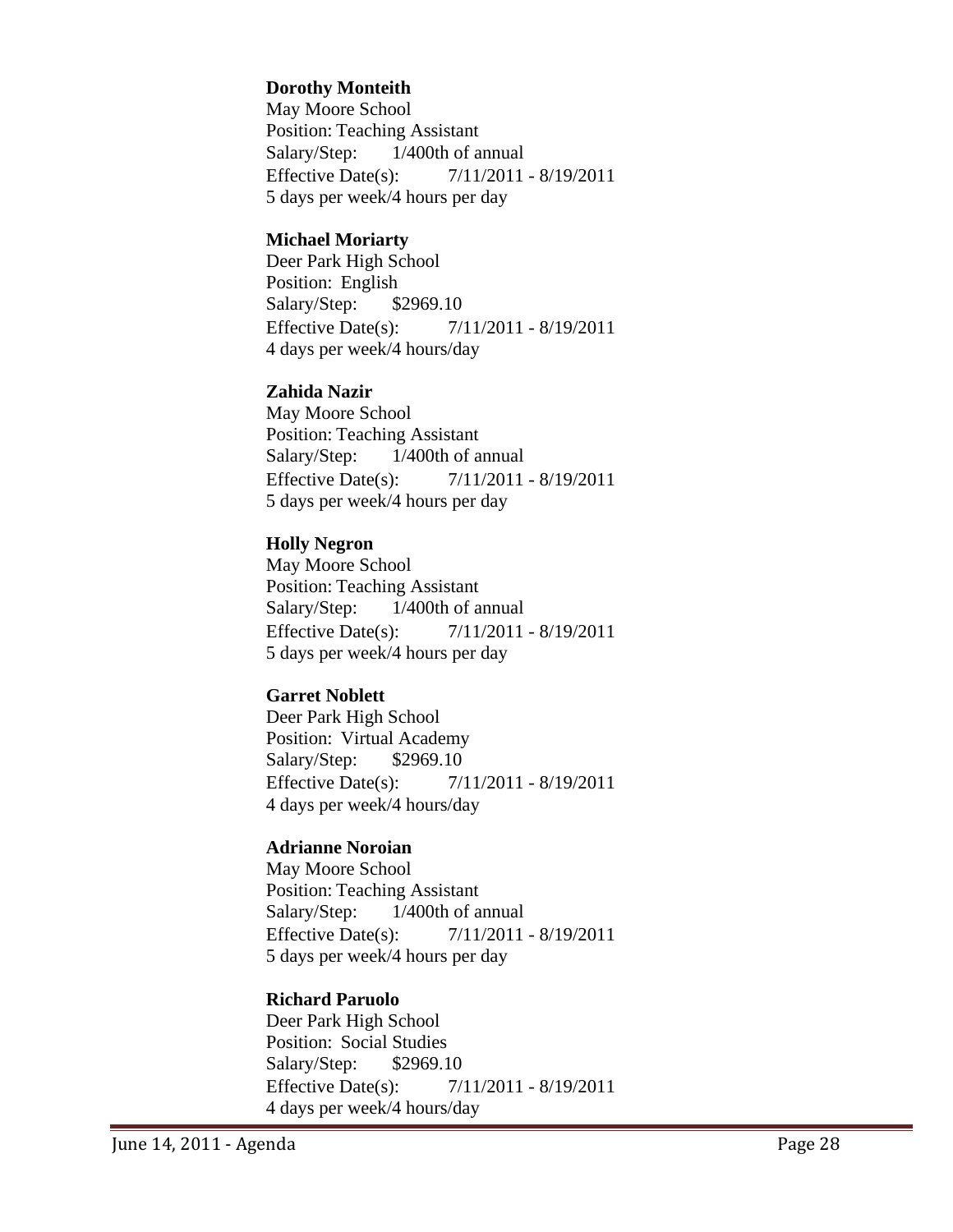**Dorothy Monteith**
May Moore School
Position: Teaching Assistant
Salary/Step: 1/400th of annual
Effective Date(s): 7/11/2011 - 8/19/2011
5 days per week/4 hours per day

**Michael Moriarty**
Deer Park High School
Position: English
Salary/Step: $2969.10
Effective Date(s): 7/11/2011 - 8/19/2011
4 days per week/4 hours/day

**Zahida Nazir**
May Moore School
Position: Teaching Assistant
Salary/Step: 1/400th of annual
Effective Date(s): 7/11/2011 - 8/19/2011
5 days per week/4 hours per day

**Holly Negron**
May Moore School
Position: Teaching Assistant
Salary/Step: 1/400th of annual
Effective Date(s): 7/11/2011 - 8/19/2011
5 days per week/4 hours per day

**Garret Noblett**
Deer Park High School
Position: Virtual Academy
Salary/Step: $2969.10
Effective Date(s): 7/11/2011 - 8/19/2011
4 days per week/4 hours/day

**Adrianne Noroian**
May Moore School
Position: Teaching Assistant
Salary/Step: 1/400th of annual
Effective Date(s): 7/11/2011 - 8/19/2011
5 days per week/4 hours per day

**Richard Paruolo**
Deer Park High School
Position: Social Studies
Salary/Step: $2969.10
Effective Date(s): 7/11/2011 - 8/19/2011
4 days per week/4 hours/day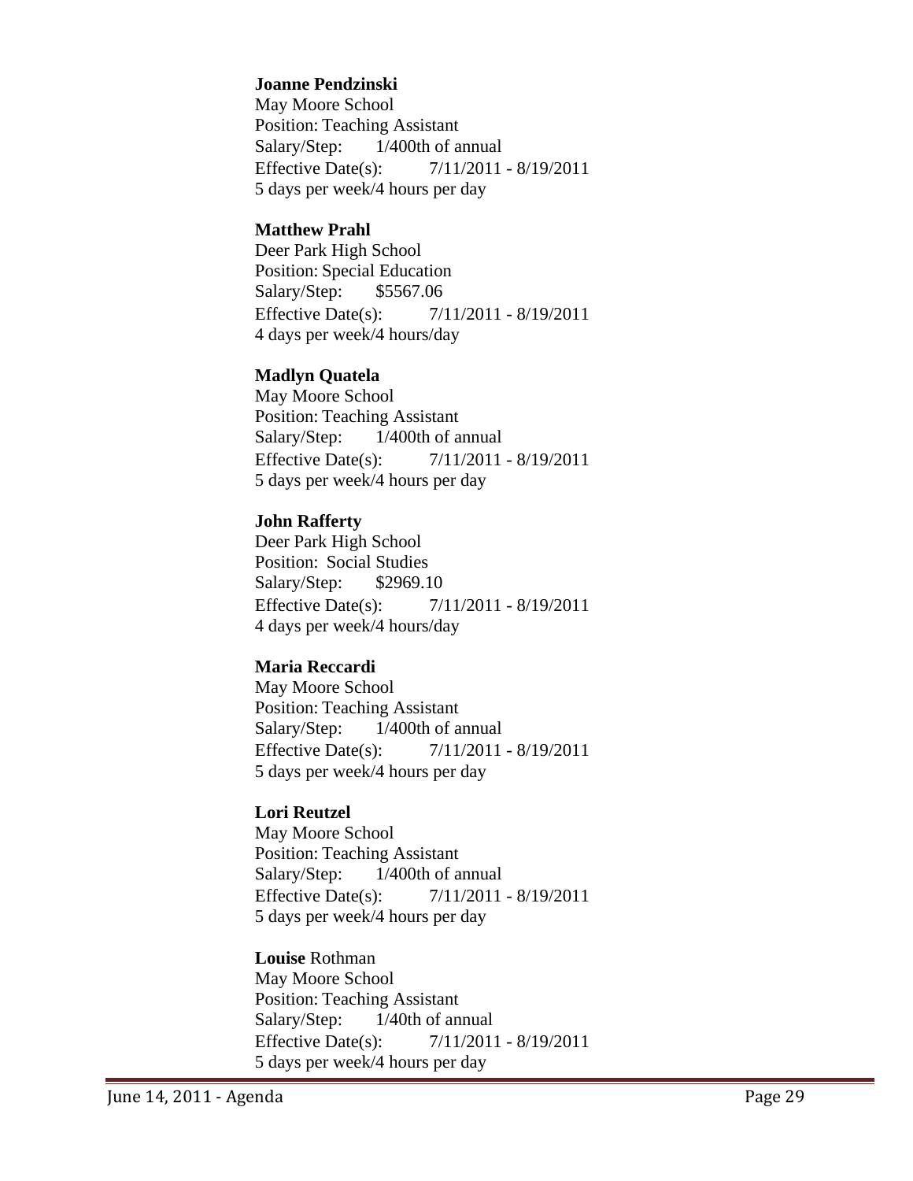**Joanne Pendzinski**
May Moore School
Position: Teaching Assistant
Salary/Step: 1/400th of annual
Effective Date(s): 7/11/2011 - 8/19/2011
5 days per week/4 hours per day

**Matthew Prahl**
Deer Park High School
Position: Special Education
Salary/Step: $5567.06
Effective Date(s): 7/11/2011 - 8/19/2011
4 days per week/4 hours/day

**Madlyn Quatela**
May Moore School
Position: Teaching Assistant
Salary/Step: 1/400th of annual
Effective Date(s): 7/11/2011 - 8/19/2011
5 days per week/4 hours per day

**John Rafferty**
Deer Park High School
Position: Social Studies
Salary/Step: $2969.10
Effective Date(s): 7/11/2011 - 8/19/2011
4 days per week/4 hours/day

**Maria Reccardi**
May Moore School
Position: Teaching Assistant
Salary/Step: 1/400th of annual
Effective Date(s): 7/11/2011 - 8/19/2011
5 days per week/4 hours per day

**Lori Reutzel**
May Moore School
Position: Teaching Assistant
Salary/Step: 1/400th of annual
Effective Date(s): 7/11/2011 - 8/19/2011
5 days per week/4 hours per day

**Louise** Rothman
May Moore School
Position: Teaching Assistant
Salary/Step: 1/40th of annual
Effective Date(s): 7/11/2011 - 8/19/2011
5 days per week/4 hours per day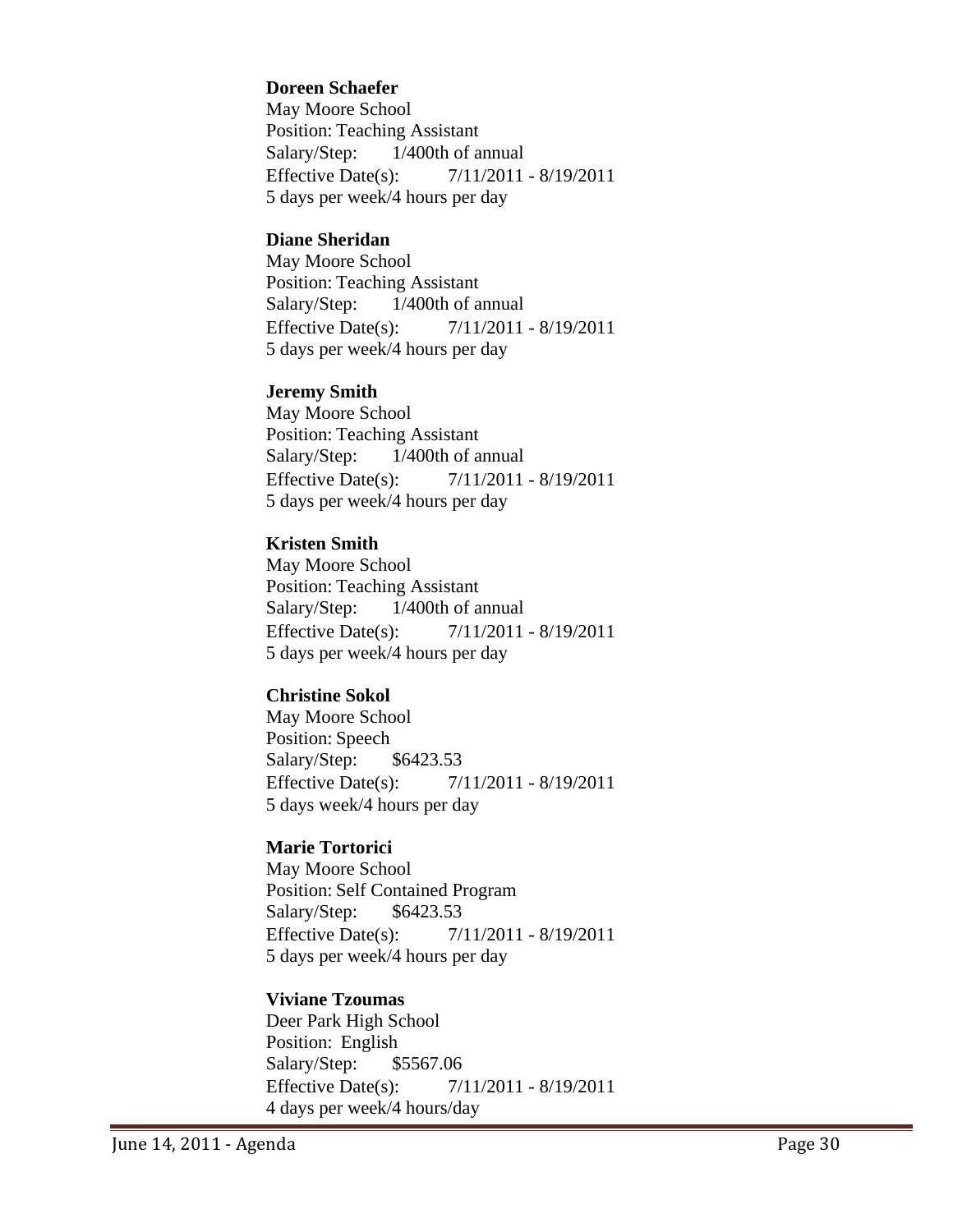**Doreen Schaefer**
May Moore School
Position: Teaching Assistant
Salary/Step: 1/400th of annual
Effective Date(s): 7/11/2011 - 8/19/2011
5 days per week/4 hours per day

**Diane Sheridan**
May Moore School
Position: Teaching Assistant
Salary/Step: 1/400th of annual
Effective Date(s): 7/11/2011 - 8/19/2011
5 days per week/4 hours per day

**Jeremy Smith**
May Moore School
Position: Teaching Assistant
Salary/Step: 1/400th of annual
Effective Date(s): 7/11/2011 - 8/19/2011
5 days per week/4 hours per day

**Kristen Smith**
May Moore School
Position: Teaching Assistant
Salary/Step: 1/400th of annual
Effective Date(s): 7/11/2011 - 8/19/2011
5 days per week/4 hours per day

**Christine Sokol**
May Moore School
Position: Speech
Salary/Step: $6423.53
Effective Date(s): 7/11/2011 - 8/19/2011
5 days week/4 hours per day

**Marie Tortorici**
May Moore School
Position: Self Contained Program
Salary/Step: $6423.53
Effective Date(s): 7/11/2011 - 8/19/2011
5 days per week/4 hours per day

**Viviane Tzoumas**
Deer Park High School
Position: English
Salary/Step: $5567.06
Effective Date(s): 7/11/2011 - 8/19/2011
4 days per week/4 hours/day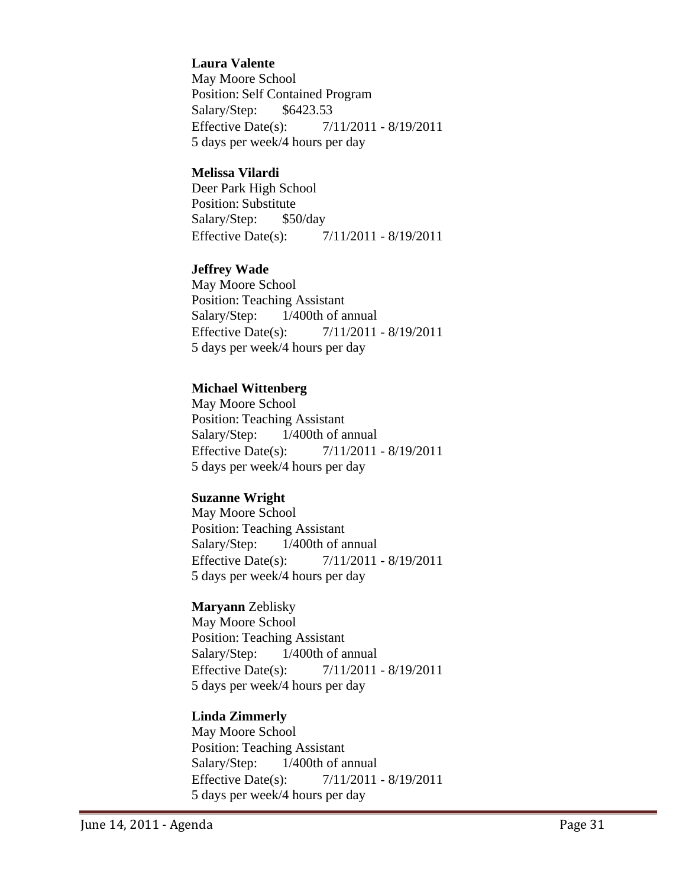**Laura Valente**
May Moore School
Position: Self Contained Program
Salary/Step: $6423.53
Effective Date(s): 7/11/2011 - 8/19/2011
5 days per week/4 hours per day

**Melissa Vilardi**
Deer Park High School
Position: Substitute
Salary/Step: $50/day
Effective Date(s): 7/11/2011 - 8/19/2011

**Jeffrey Wade**
May Moore School
Position: Teaching Assistant
Salary/Step: 1/400th of annual
Effective Date(s): 7/11/2011 - 8/19/2011
5 days per week/4 hours per day

**Michael Wittenberg**
May Moore School
Position: Teaching Assistant
Salary/Step: 1/400th of annual
Effective Date(s): 7/11/2011 - 8/19/2011
5 days per week/4 hours per day

**Suzanne Wright**
May Moore School
Position: Teaching Assistant
Salary/Step: 1/400th of annual
Effective Date(s): 7/11/2011 - 8/19/2011
5 days per week/4 hours per day

**Maryann** Zeblisky
May Moore School
Position: Teaching Assistant
Salary/Step: 1/400th of annual
Effective Date(s): 7/11/2011 - 8/19/2011
5 days per week/4 hours per day

**Linda Zimmerly**
May Moore School
Position: Teaching Assistant
Salary/Step: 1/400th of annual
Effective Date(s): 7/11/2011 - 8/19/2011
5 days per week/4 hours per day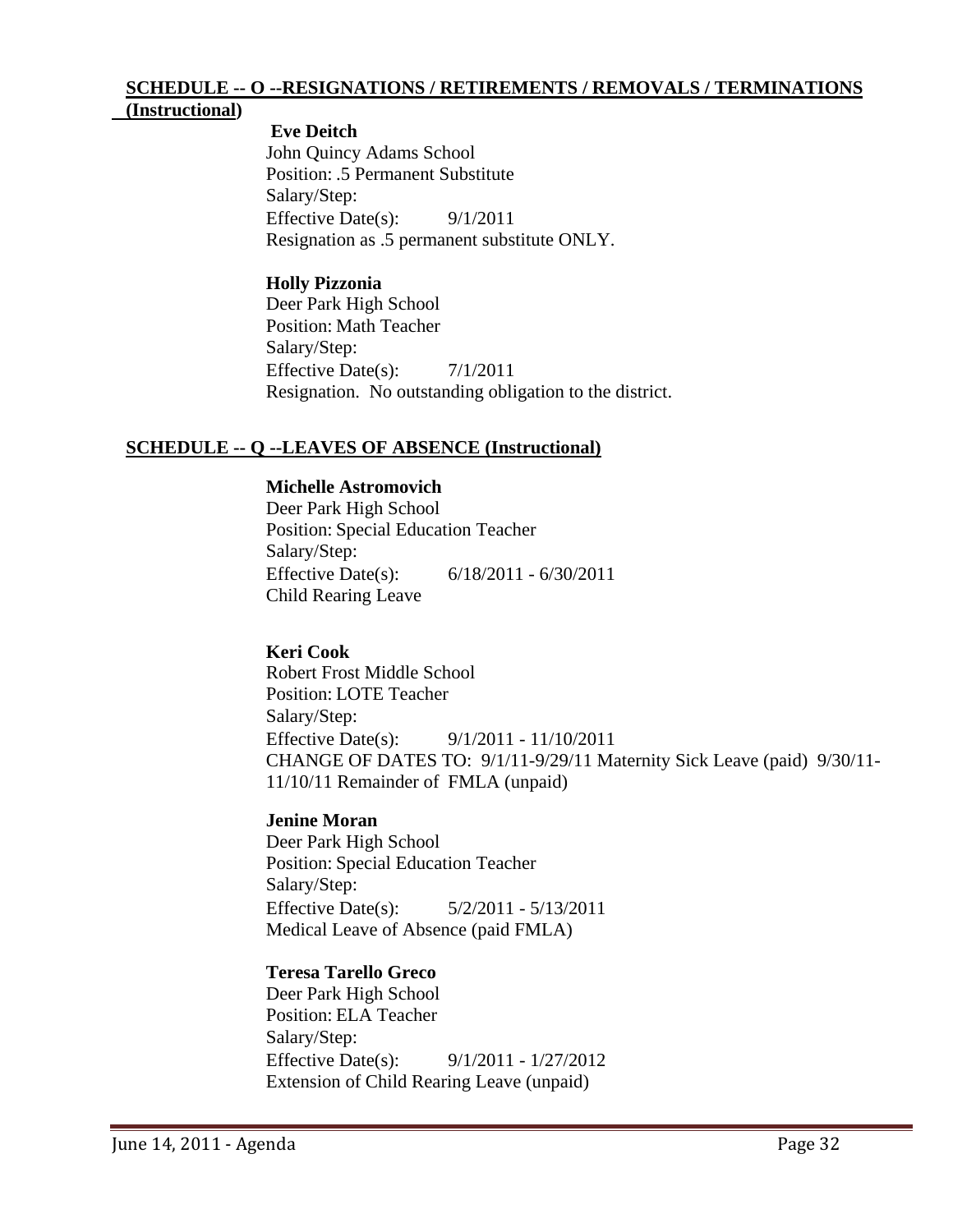## SCHEDULE -- O --RESIGNATIONS / RETIREMENTS / REMOVALS / TERMINATIONS (Instructional)

**Eve Deitch**
John Quincy Adams School
Position: .5 Permanent Substitute
Salary/Step:
Effective Date(s): 9/1/2011
Resignation as .5 permanent substitute ONLY.

**Holly Pizzonia**
Deer Park High School
Position: Math Teacher
Salary/Step:
Effective Date(s): 7/1/2011
Resignation. No outstanding obligation to the district.

## SCHEDULE -- Q --LEAVES OF ABSENCE (Instructional)

**Michelle Astromovich**
Deer Park High School
Position: Special Education Teacher
Salary/Step:
Effective Date(s): 6/18/2011 - 6/30/2011
Child Rearing Leave

**Keri Cook**
Robert Frost Middle School
Position: LOTE Teacher
Salary/Step:
Effective Date(s): 9/1/2011 - 11/10/2011
CHANGE OF DATES TO: 9/1/11-9/29/11 Maternity Sick Leave (paid) 9/30/11-11/10/11 Remainder of FMLA (unpaid)

**Jenine Moran**
Deer Park High School
Position: Special Education Teacher
Salary/Step:
Effective Date(s): 5/2/2011 - 5/13/2011
Medical Leave of Absence (paid FMLA)

**Teresa Tarello Greco**
Deer Park High School
Position: ELA Teacher
Salary/Step:
Effective Date(s): 9/1/2011 - 1/27/2012
Extension of Child Rearing Leave (unpaid)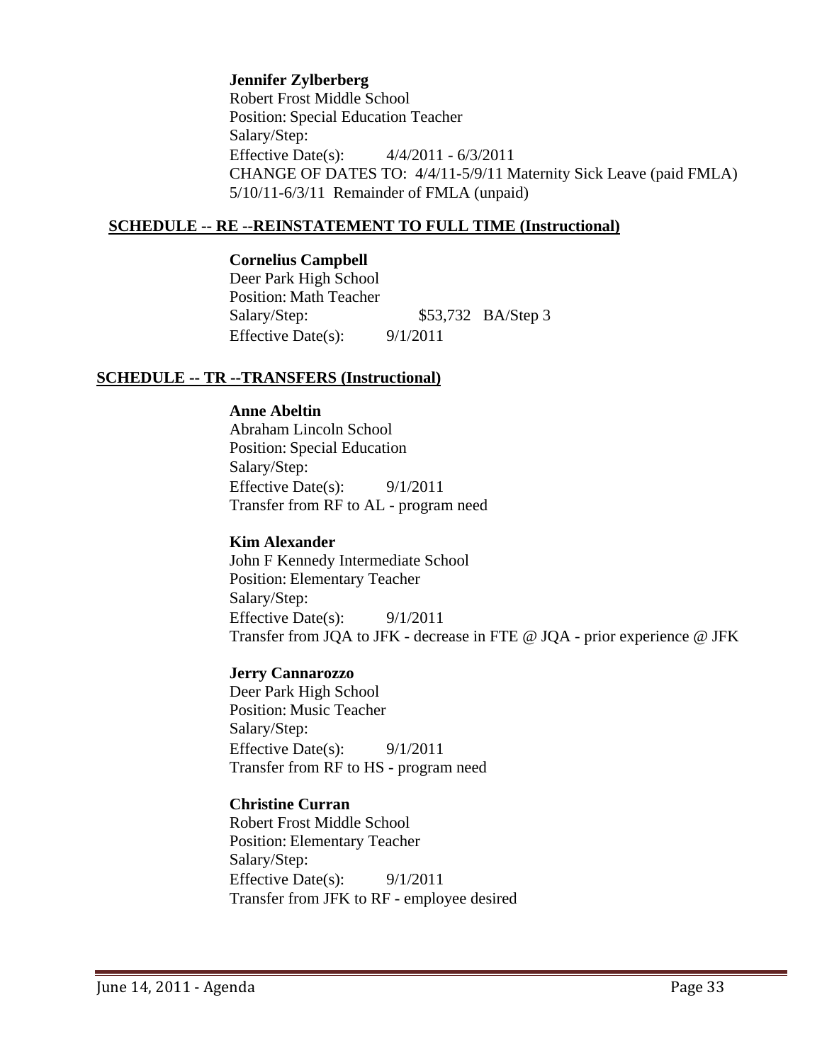**Jennifer Zylberberg**
Robert Frost Middle School
Position: Special Education Teacher
Salary/Step:
Effective Date(s): 4/4/2011 - 6/3/2011
CHANGE OF DATES TO: 4/4/11-5/9/11 Maternity Sick Leave (paid FMLA)
5/10/11-6/3/11 Remainder of FMLA (unpaid)

**SCHEDULE -- RE --REINSTATEMENT TO FULL TIME (Instructional)**

**Cornelius Campbell**
Deer Park High School
Position: Math Teacher
Salary/Step: $53,732 BA/Step 3
Effective Date(s): 9/1/2011

**SCHEDULE -- TR --TRANSFERS (Instructional)**

**Anne Abeltin**
Abraham Lincoln School
Position: Special Education
Salary/Step:
Effective Date(s): 9/1/2011
Transfer from RF to AL - program need

**Kim Alexander**
John F Kennedy Intermediate School
Position: Elementary Teacher
Salary/Step:
Effective Date(s): 9/1/2011
Transfer from JQA to JFK - decrease in FTE @ JQA - prior experience @ JFK

**Jerry Cannarozzo**
Deer Park High School
Position: Music Teacher
Salary/Step:
Effective Date(s): 9/1/2011
Transfer from RF to HS - program need

**Christine Curran**
Robert Frost Middle School
Position: Elementary Teacher
Salary/Step:
Effective Date(s): 9/1/2011
Transfer from JFK to RF - employee desired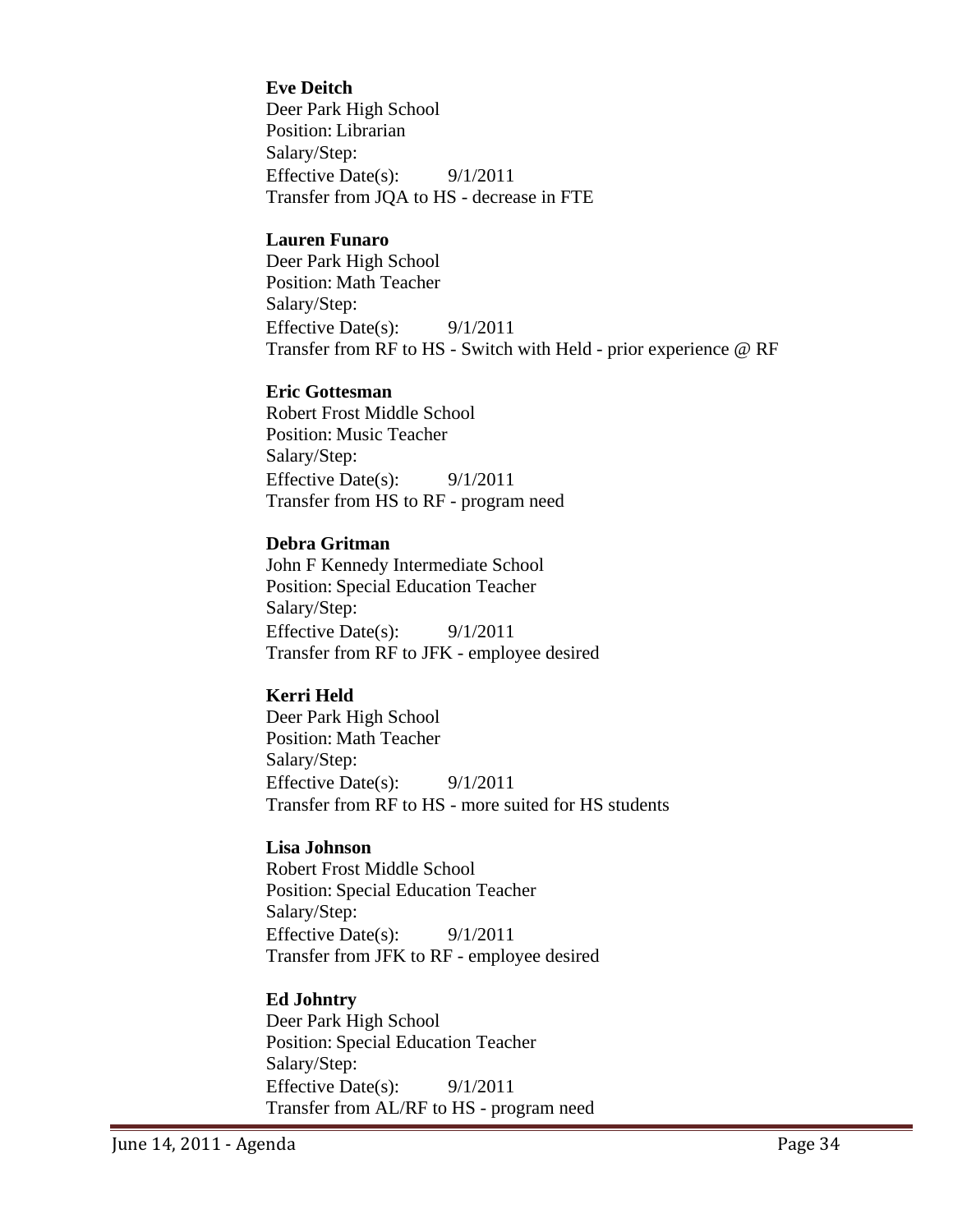**Eve Deitch**
Deer Park High School
Position: Librarian
Salary/Step:
Effective Date(s): 9/1/2011
Transfer from JQA to HS - decrease in FTE

**Lauren Funaro**
Deer Park High School
Position: Math Teacher
Salary/Step:
Effective Date(s): 9/1/2011
Transfer from RF to HS - Switch with Held - prior experience @ RF

**Eric Gottesman**
Robert Frost Middle School
Position: Music Teacher
Salary/Step:
Effective Date(s): 9/1/2011
Transfer from HS to RF - program need

**Debra Gritman**
John F Kennedy Intermediate School
Position: Special Education Teacher
Salary/Step:
Effective Date(s): 9/1/2011
Transfer from RF to JFK - employee desired

**Kerri Held**
Deer Park High School
Position: Math Teacher
Salary/Step:
Effective Date(s): 9/1/2011
Transfer from RF to HS - more suited for HS students

**Lisa Johnson**
Robert Frost Middle School
Position: Special Education Teacher
Salary/Step:
Effective Date(s): 9/1/2011
Transfer from JFK to RF - employee desired

**Ed Johntry**
Deer Park High School
Position: Special Education Teacher
Salary/Step:
Effective Date(s): 9/1/2011
Transfer from AL/RF to HS - program need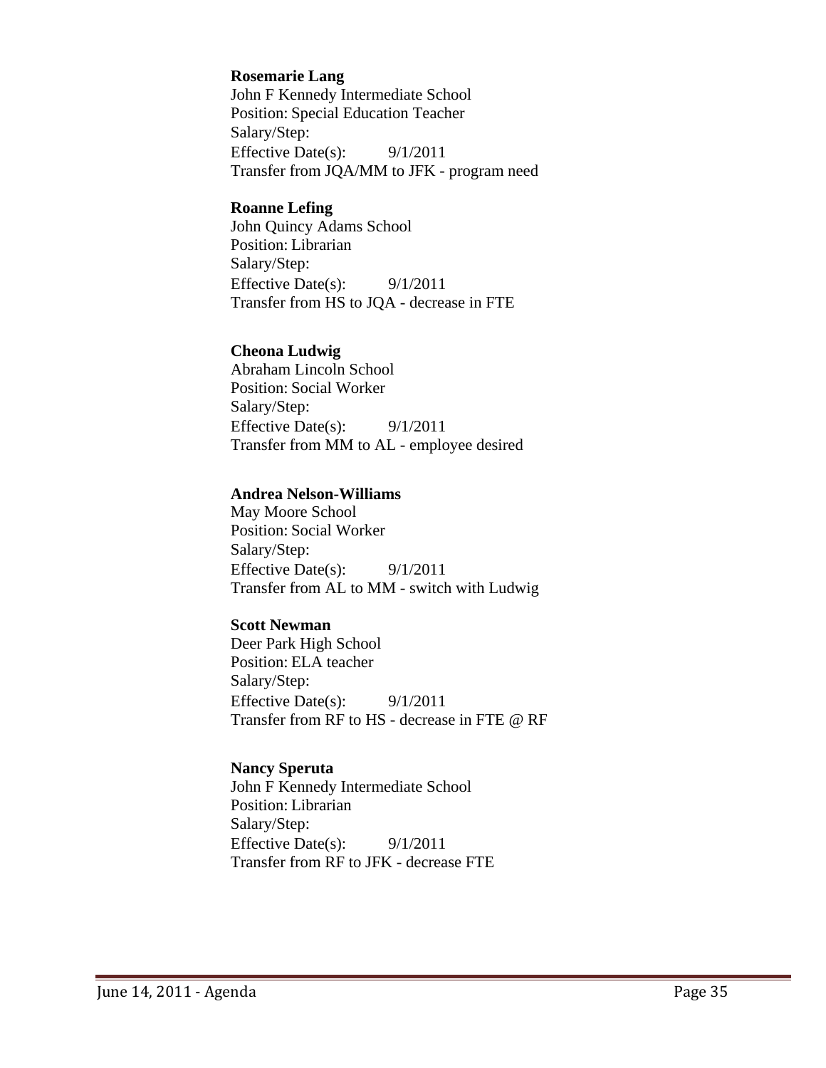**Rosemarie Lang**
John F Kennedy Intermediate School
Position: Special Education Teacher
Salary/Step:
Effective Date(s): 9/1/2011
Transfer from JQA/MM to JFK - program need

**Roanne Lefing**
John Quincy Adams School
Position: Librarian
Salary/Step:
Effective Date(s): 9/1/2011
Transfer from HS to JQA - decrease in FTE

**Cheona Ludwig**
Abraham Lincoln School
Position: Social Worker
Salary/Step:
Effective Date(s): 9/1/2011
Transfer from MM to AL - employee desired

**Andrea Nelson-Williams**
May Moore School
Position: Social Worker
Salary/Step:
Effective Date(s): 9/1/2011
Transfer from AL to MM - switch with Ludwig

**Scott Newman**
Deer Park High School
Position: ELA teacher
Salary/Step:
Effective Date(s): 9/1/2011
Transfer from RF to HS - decrease in FTE @ RF

**Nancy Speruta**
John F Kennedy Intermediate School
Position: Librarian
Salary/Step:
Effective Date(s): 9/1/2011
Transfer from RF to JFK - decrease FTE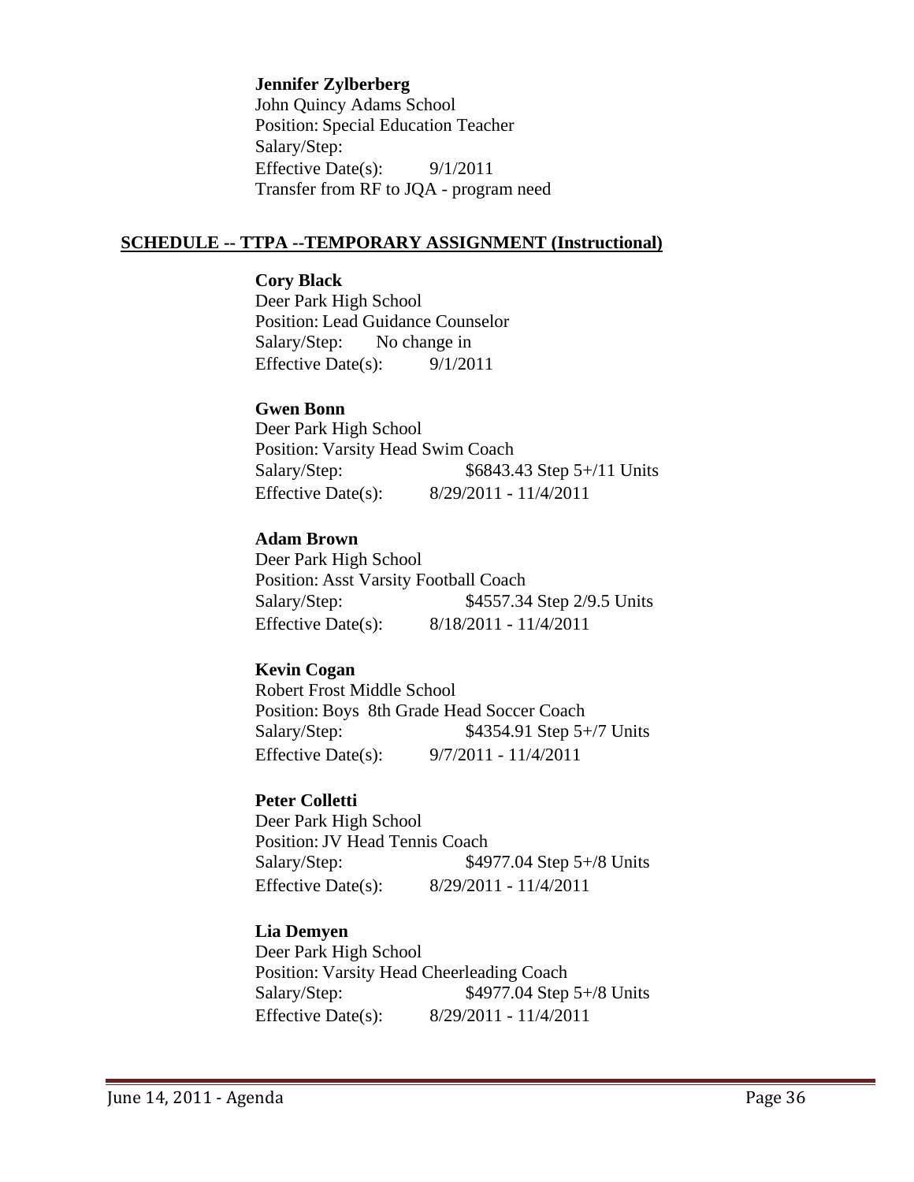**Jennifer Zylberberg**
John Quincy Adams School
Position: Special Education Teacher
Salary/Step:
Effective Date(s): 9/1/2011
Transfer from RF to JQA - program need

## SCHEDULE -- TTPA --TEMPORARY ASSIGNMENT (Instructional)

**Cory Black**
Deer Park High School
Position: Lead Guidance Counselor
Salary/Step: No change in
Effective Date(s): 9/1/2011

**Gwen Bonn**
Deer Park High School
Position: Varsity Head Swim Coach
Salary/Step: $6843.43 Step 5+/11 Units
Effective Date(s): 8/29/2011 - 11/4/2011

**Adam Brown**
Deer Park High School
Position: Asst Varsity Football Coach
Salary/Step: $4557.34 Step 2/9.5 Units
Effective Date(s): 8/18/2011 - 11/4/2011

**Kevin Cogan**
Robert Frost Middle School
Position: Boys 8th Grade Head Soccer Coach
Salary/Step: $4354.91 Step 5+/7 Units
Effective Date(s): 9/7/2011 - 11/4/2011

**Peter Colletti**
Deer Park High School
Position: JV Head Tennis Coach
Salary/Step: $4977.04 Step 5+/8 Units
Effective Date(s): 8/29/2011 - 11/4/2011

**Lia Demyen**
Deer Park High School
Position: Varsity Head Cheerleading Coach
Salary/Step: $4977.04 Step 5+/8 Units
Effective Date(s): 8/29/2011 - 11/4/2011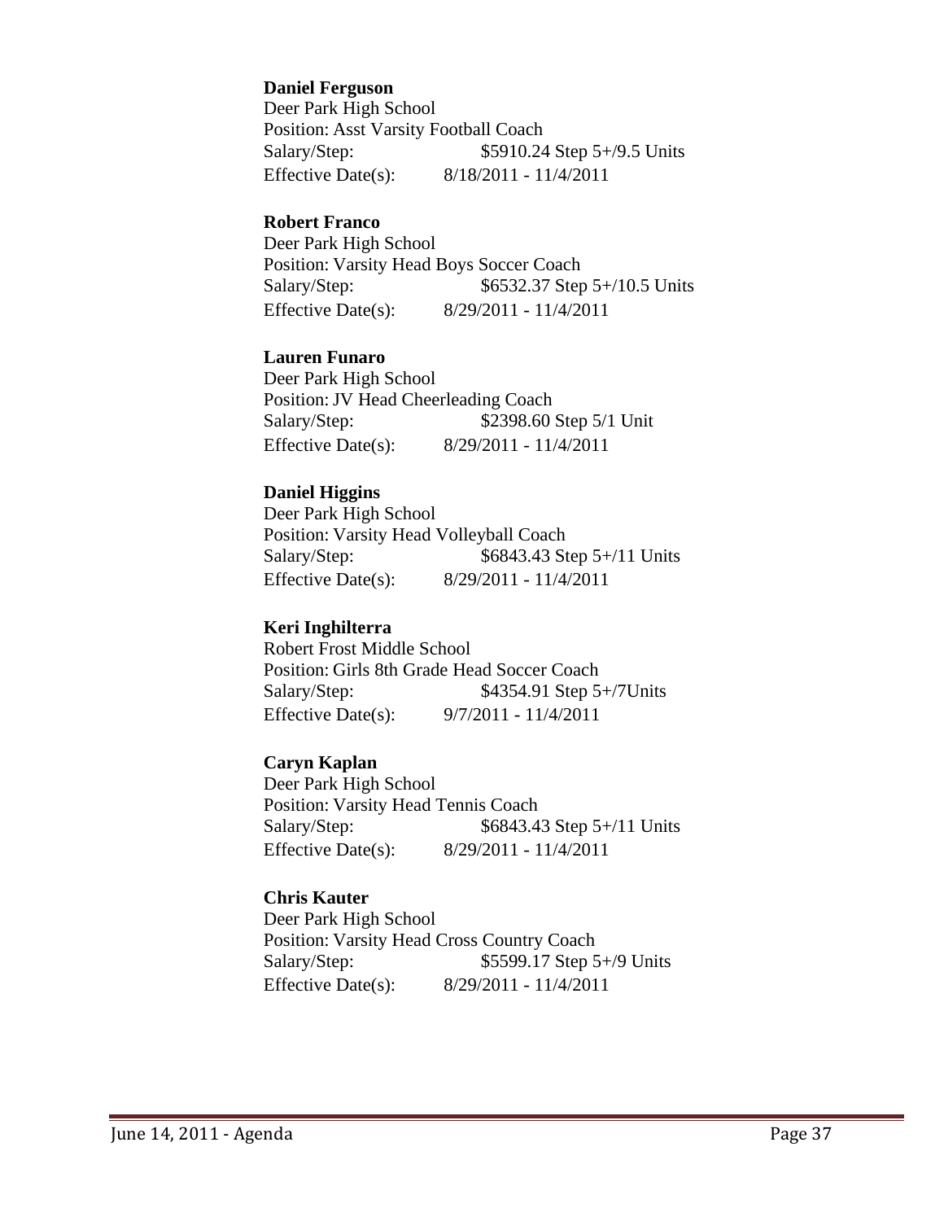**Daniel Ferguson**
Deer Park High School
Position: Asst Varsity Football Coach
Salary/Step: $5910.24 Step 5+/9.5 Units
Effective Date(s): 8/18/2011 - 11/4/2011

**Robert Franco**
Deer Park High School
Position: Varsity Head Boys Soccer Coach
Salary/Step: $6532.37 Step 5+/10.5 Units
Effective Date(s): 8/29/2011 - 11/4/2011

**Lauren Funaro**
Deer Park High School
Position: JV Head Cheerleading Coach
Salary/Step: $2398.60 Step 5/1 Unit
Effective Date(s): 8/29/2011 - 11/4/2011

**Daniel Higgins**
Deer Park High School
Position: Varsity Head Volleyball Coach
Salary/Step: $6843.43 Step 5+/11 Units
Effective Date(s): 8/29/2011 - 11/4/2011

**Keri Inghilterra**
Robert Frost Middle School
Position: Girls 8th Grade Head Soccer Coach
Salary/Step: $4354.91 Step 5+/7Units
Effective Date(s): 9/7/2011 - 11/4/2011

**Caryn Kaplan**
Deer Park High School
Position: Varsity Head Tennis Coach
Salary/Step: $6843.43 Step 5+/11 Units
Effective Date(s): 8/29/2011 - 11/4/2011

**Chris Kauter**
Deer Park High School
Position: Varsity Head Cross Country Coach
Salary/Step: $5599.17 Step 5+/9 Units
Effective Date(s): 8/29/2011 - 11/4/2011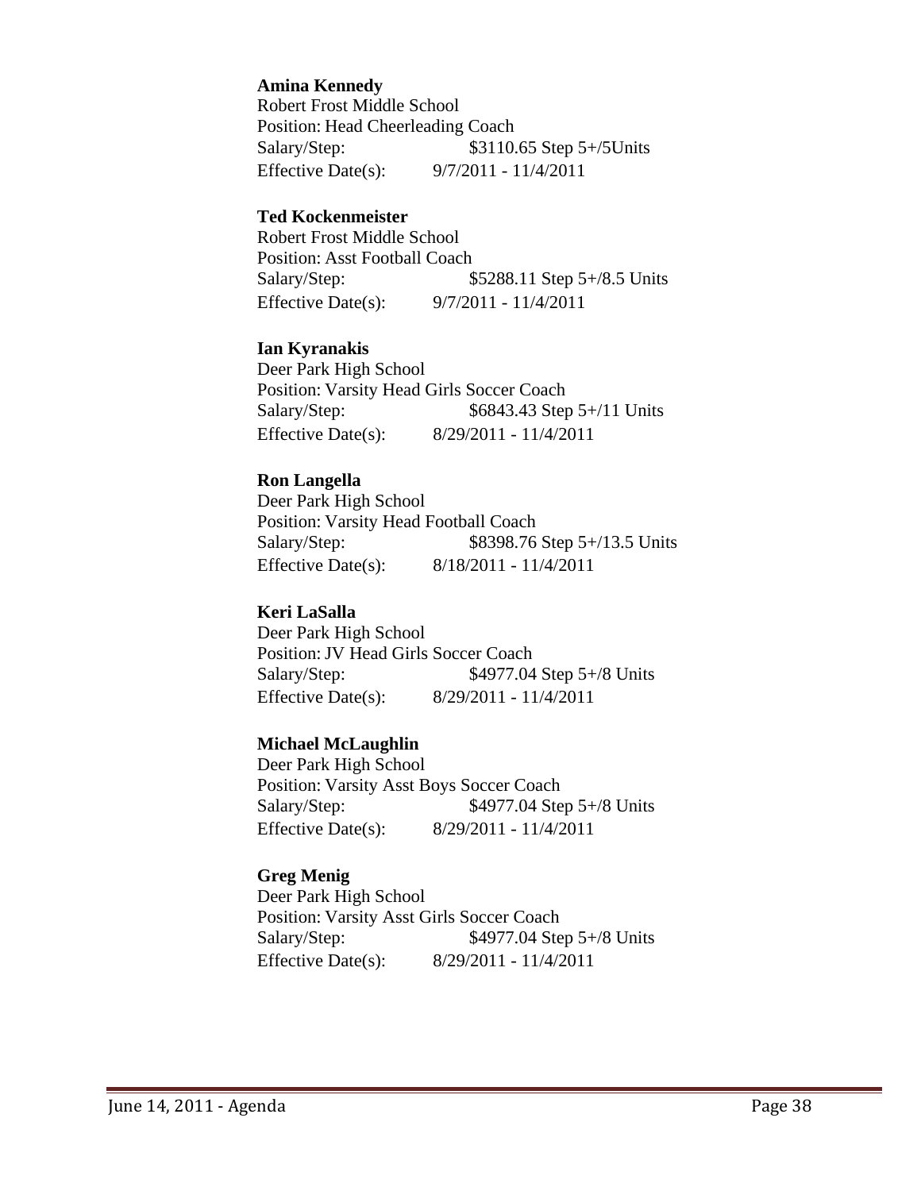**Amina Kennedy**
Robert Frost Middle School
Position: Head Cheerleading Coach
Salary/Step: $3110.65 Step 5+/5Units
Effective Date(s): 9/7/2011 - 11/4/2011

**Ted Kockenmeister**
Robert Frost Middle School
Position: Asst Football Coach
Salary/Step: $5288.11 Step 5+/8.5 Units
Effective Date(s): 9/7/2011 - 11/4/2011

**Ian Kyranakis**
Deer Park High School
Position: Varsity Head Girls Soccer Coach
Salary/Step: $6843.43 Step 5+/11 Units
Effective Date(s): 8/29/2011 - 11/4/2011

**Ron Langella**
Deer Park High School
Position: Varsity Head Football Coach
Salary/Step: $8398.76 Step 5+/13.5 Units
Effective Date(s): 8/18/2011 - 11/4/2011

**Keri LaSalla**
Deer Park High School
Position: JV Head Girls Soccer Coach
Salary/Step: $4977.04 Step 5+/8 Units
Effective Date(s): 8/29/2011 - 11/4/2011

**Michael McLaughlin**
Deer Park High School
Position: Varsity Asst Boys Soccer Coach
Salary/Step: $4977.04 Step 5+/8 Units
Effective Date(s): 8/29/2011 - 11/4/2011

**Greg Menig**
Deer Park High School
Position: Varsity Asst Girls Soccer Coach
Salary/Step: $4977.04 Step 5+/8 Units
Effective Date(s): 8/29/2011 - 11/4/2011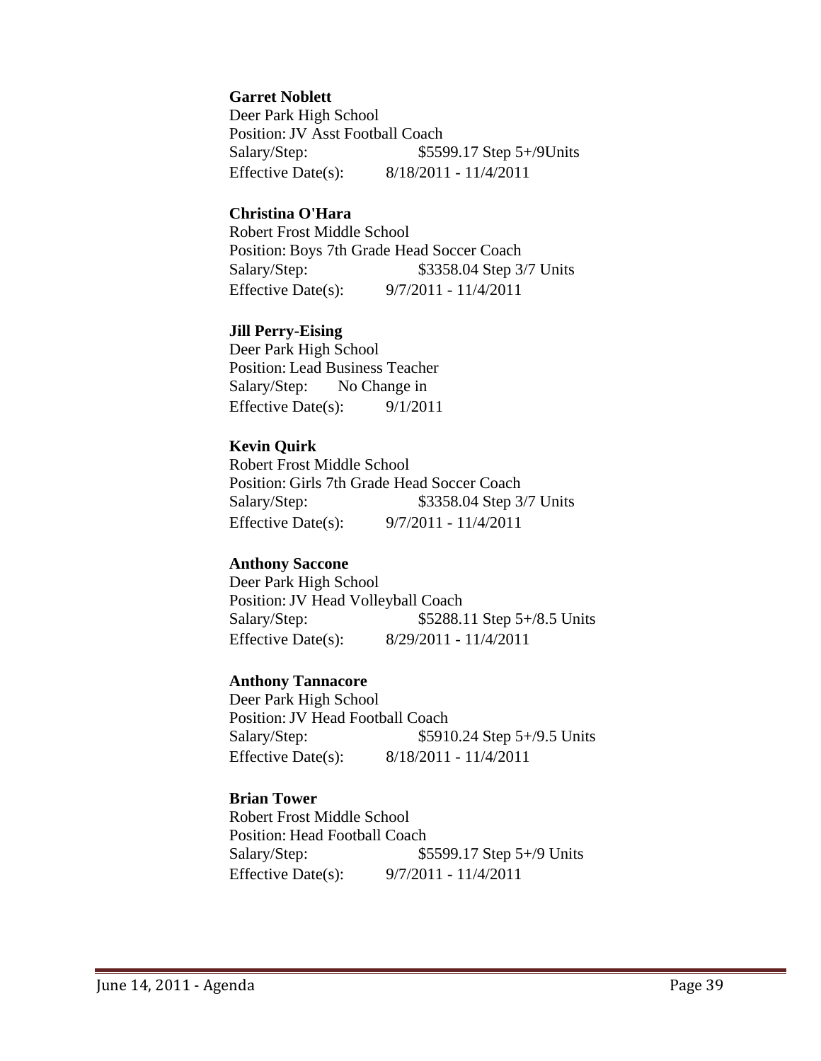**Garret Noblett**
Deer Park High School
Position: JV Asst Football Coach
Salary/Step: $5599.17 Step 5+/9Units
Effective Date(s): 8/18/2011 - 11/4/2011

**Christina O'Hara**
Robert Frost Middle School
Position: Boys 7th Grade Head Soccer Coach
Salary/Step: $3358.04 Step 3/7 Units
Effective Date(s): 9/7/2011 - 11/4/2011

**Jill Perry-Eising**
Deer Park High School
Position: Lead Business Teacher
Salary/Step: No Change in
Effective Date(s): 9/1/2011

**Kevin Quirk**
Robert Frost Middle School
Position: Girls 7th Grade Head Soccer Coach
Salary/Step: $3358.04 Step 3/7 Units
Effective Date(s): 9/7/2011 - 11/4/2011

**Anthony Saccone**
Deer Park High School
Position: JV Head Volleyball Coach
Salary/Step: $5288.11 Step 5+/8.5 Units
Effective Date(s): 8/29/2011 - 11/4/2011

**Anthony Tannacore**
Deer Park High School
Position: JV Head Football Coach
Salary/Step: $5910.24 Step 5+/9.5 Units
Effective Date(s): 8/18/2011 - 11/4/2011

**Brian Tower**
Robert Frost Middle School
Position: Head Football Coach
Salary/Step: $5599.17 Step 5+/9 Units
Effective Date(s): 9/7/2011 - 11/4/2011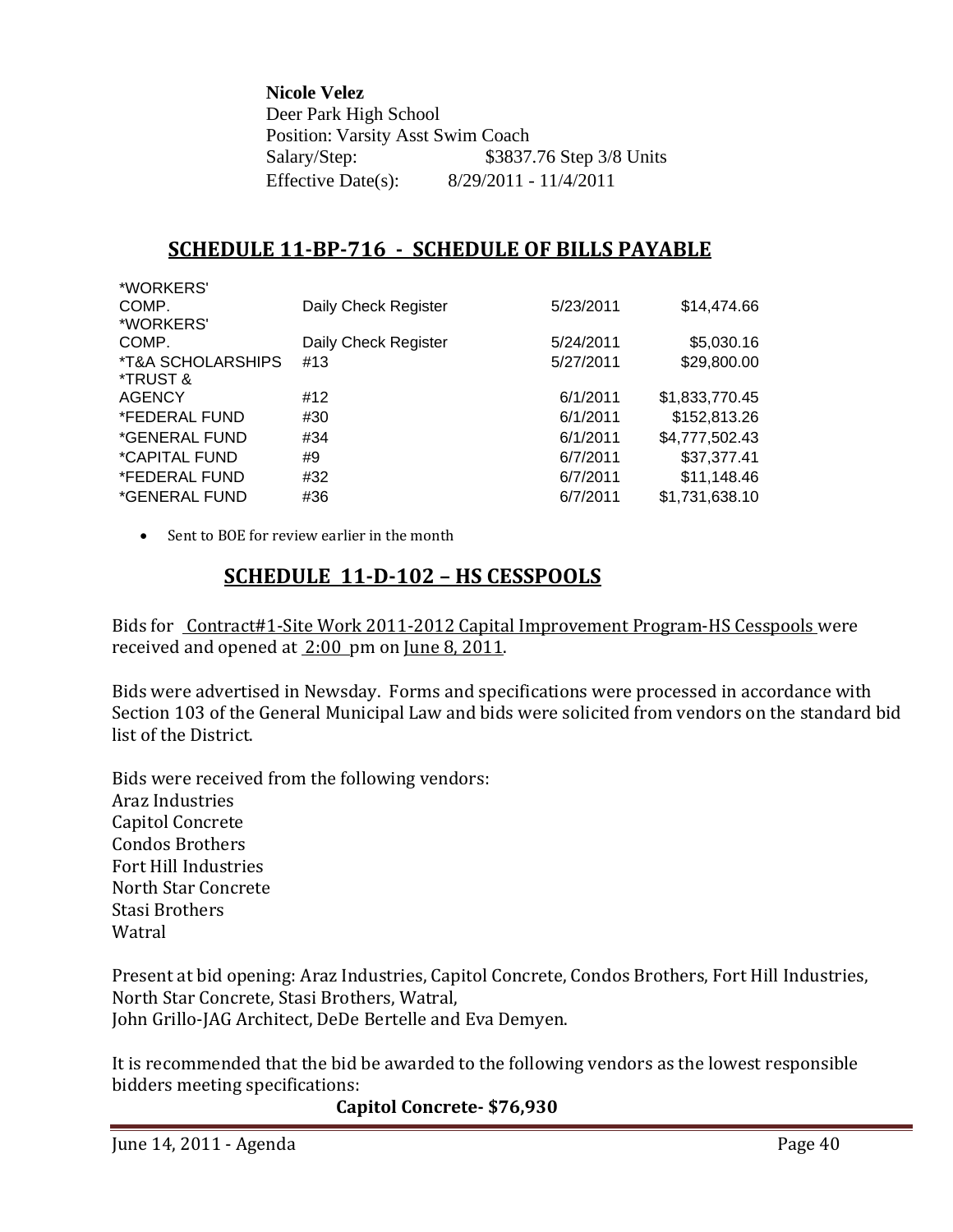**Nicole Velez**
Deer Park High School
Position: Varsity Asst Swim Coach
Salary/Step: $3837.76 Step 3/8 Units
Effective Date(s): 8/29/2011 - 11/4/2011

## SCHEDULE 11-BP-716 - SCHEDULE OF BILLS PAYABLE

| | | | |
|---|---|---|---|
| *WORKERS' COMP. | Daily Check Register | 5/23/2011 | $14,474.66 |
| *WORKERS' COMP. | Daily Check Register | 5/24/2011 | $5,030.16 |
| *T&A SCHOLARSHIPS | #13 | 5/27/2011 | $29,800.00 |
| *TRUST & AGENCY | #12 | 6/1/2011 | $1,833,770.45 |
| *FEDERAL FUND | #30 | 6/1/2011 | $152,813.26 |
| *GENERAL FUND | #34 | 6/1/2011 | $4,777,502.43 |
| *CAPITAL FUND | #9 | 6/7/2011 | $37,377.41 |
| *FEDERAL FUND | #32 | 6/7/2011 | $11,148.46 |
| *GENERAL FUND | #36 | 6/7/2011 | $1,731,638.10 |

- Sent to BOE for review earlier in the month

## SCHEDULE 11-D-102 – HS CESSPOOLS

Bids for Contract#1-Site Work 2011-2012 Capital Improvement Program-HS Cesspools were received and opened at 2:00 pm on June 8, 2011.

Bids were advertised in Newsday. Forms and specifications were processed in accordance with Section 103 of the General Municipal Law and bids were solicited from vendors on the standard bid list of the District.

Bids were received from the following vendors:
Araz Industries
Capitol Concrete
Condos Brothers
Fort Hill Industries
North Star Concrete
Stasi Brothers
Watral

Present at bid opening: Araz Industries, Capitol Concrete, Condos Brothers, Fort Hill Industries, North Star Concrete, Stasi Brothers, Watral,
John Grillo-JAG Architect, DeDe Bertelle and Eva Demyen.

It is recommended that the bid be awarded to the following vendors as the lowest responsible bidders meeting specifications:

**Capitol Concrete- $76,930**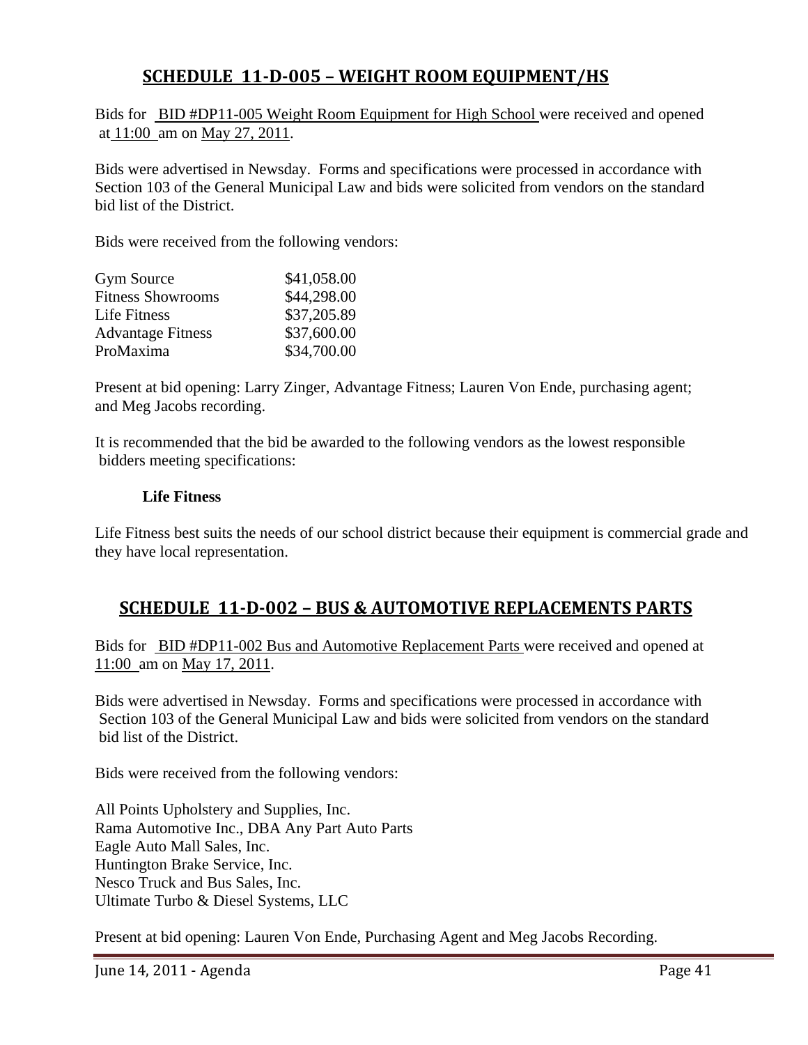## SCHEDULE 11-D-005 – WEIGHT ROOM EQUIPMENT/HS

Bids for BID #DP11-005 Weight Room Equipment for High School were received and opened at 11:00 am on May 27, 2011.

Bids were advertised in Newsday. Forms and specifications were processed in accordance with Section 103 of the General Municipal Law and bids were solicited from vendors on the standard bid list of the District.

Bids were received from the following vendors:

| | |
|---|---|
| Gym Source | $41,058.00 |
| Fitness Showrooms | $44,298.00 |
| Life Fitness | $37,205.89 |
| Advantage Fitness | $37,600.00 |
| ProMaxima | $34,700.00 |

Present at bid opening: Larry Zinger, Advantage Fitness; Lauren Von Ende, purchasing agent; and Meg Jacobs recording.

It is recommended that the bid be awarded to the following vendors as the lowest responsible bidders meeting specifications:

**Life Fitness**

Life Fitness best suits the needs of our school district because their equipment is commercial grade and they have local representation.

## SCHEDULE 11-D-002 – BUS & AUTOMOTIVE REPLACEMENTS PARTS

Bids for BID #DP11-002 Bus and Automotive Replacement Parts were received and opened at 11:00 am on May 17, 2011.

Bids were advertised in Newsday. Forms and specifications were processed in accordance with Section 103 of the General Municipal Law and bids were solicited from vendors on the standard bid list of the District.

Bids were received from the following vendors:

All Points Upholstery and Supplies, Inc.
Rama Automotive Inc., DBA Any Part Auto Parts
Eagle Auto Mall Sales, Inc.
Huntington Brake Service, Inc.
Nesco Truck and Bus Sales, Inc.
Ultimate Turbo & Diesel Systems, LLC

Present at bid opening: Lauren Von Ende, Purchasing Agent and Meg Jacobs Recording.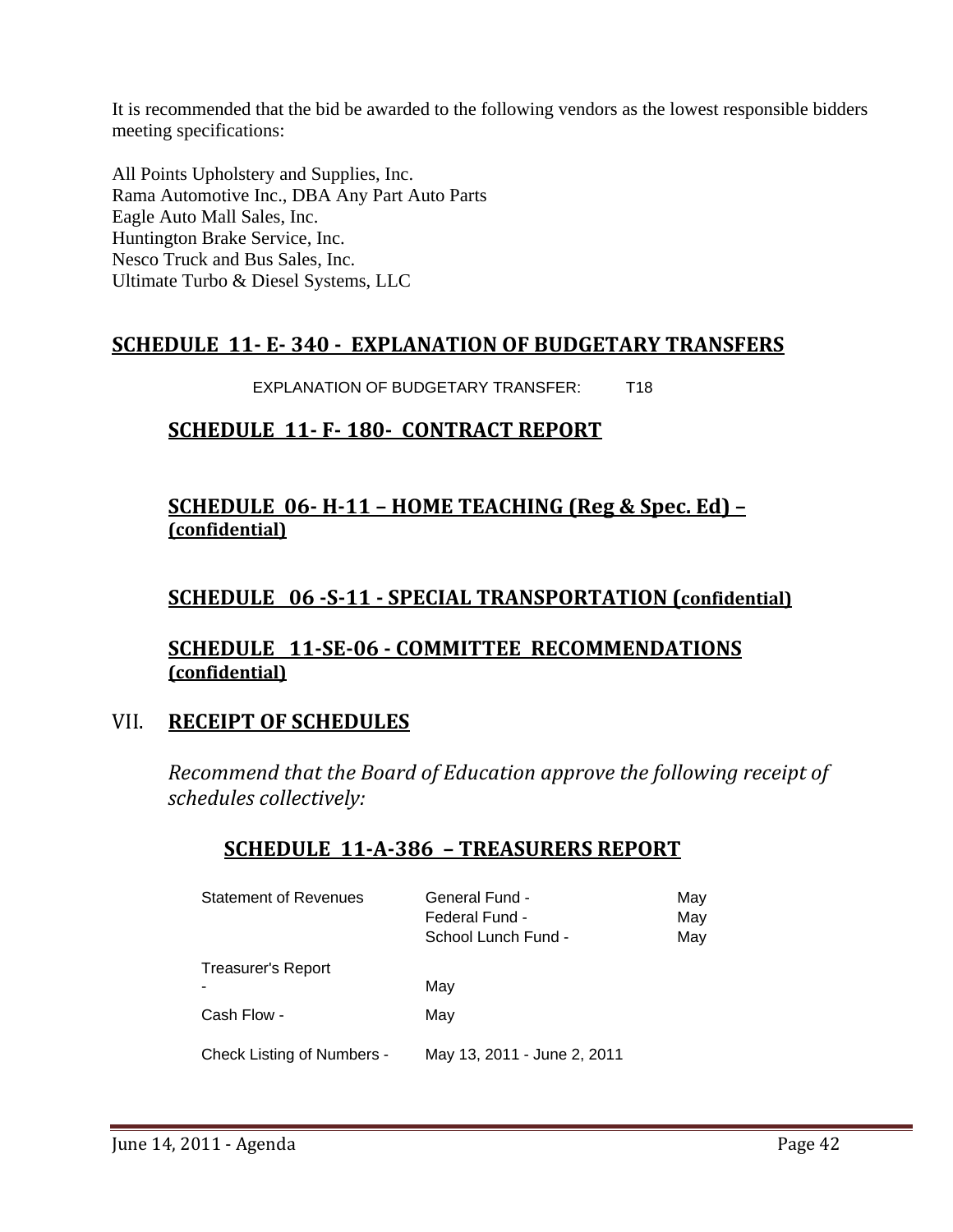It is recommended that the bid be awarded to the following vendors as the lowest responsible bidders meeting specifications:

All Points Upholstery and Supplies, Inc.
Rama Automotive Inc., DBA Any Part Auto Parts
Eagle Auto Mall Sales, Inc.
Huntington Brake Service, Inc.
Nesco Truck and Bus Sales, Inc.
Ultimate Turbo & Diesel Systems, LLC

## SCHEDULE 11- E- 340 - EXPLANATION OF BUDGETARY TRANSFERS

EXPLANATION OF BUDGETARY TRANSFER: T18

### SCHEDULE 11- F- 180- CONTRACT REPORT

### SCHEDULE 06- H-11 – HOME TEACHING (Reg & Spec. Ed) – (confidential)

### SCHEDULE 06 -S-11 - SPECIAL TRANSPORTATION (confidential)

### SCHEDULE 11-SE-06 - COMMITTEE RECOMMENDATIONS (confidential)

## VII. RECEIPT OF SCHEDULES

*Recommend that the Board of Education approve the following receipt of schedules collectively:*

### SCHEDULE 11-A-386 – TREASURERS REPORT

| | | |
|---|---|---|
| Statement of Revenues | General Fund - | May |
| | Federal Fund - | May |
| | School Lunch Fund - | May |
| Treasurer's Report - | May | |
| Cash Flow - | May | |
| Check Listing of Numbers - | May 13, 2011 - June 2, 2011 | |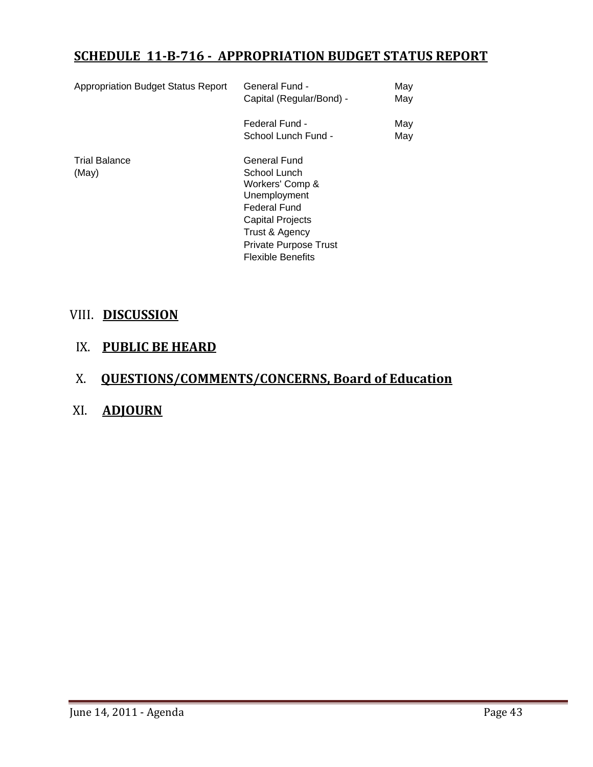## SCHEDULE 11-B-716 - APPROPRIATION BUDGET STATUS REPORT

| | | |
|---|---|---|
| Appropriation Budget Status Report | General Fund - | May |
| | Capital (Regular/Bond) - | May |
| | Federal Fund - | May |
| | School Lunch Fund - | May |
| Trial Balance (May) | General Fund | |
| | School Lunch | |
| | Workers' Comp & Unemployment | |
| | Federal Fund | |
| | Capital Projects | |
| | Trust & Agency | |
| | Private Purpose Trust | |
| | Flexible Benefits | |

## VIII. DISCUSSION

## IX. PUBLIC BE HEARD

## X. QUESTIONS/COMMENTS/CONCERNS, Board of Education

## XI. ADJOURN